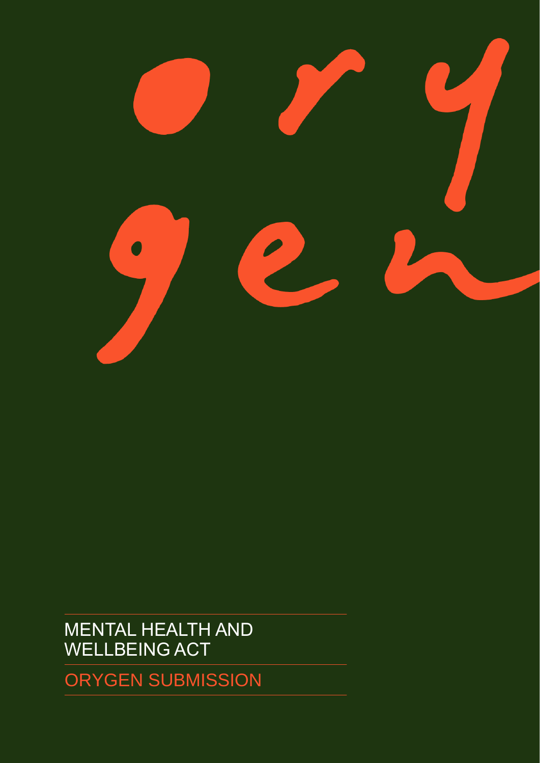# MENTAL HEALTH AND WELLBEING ACT

## ORYGEN SUBMISSION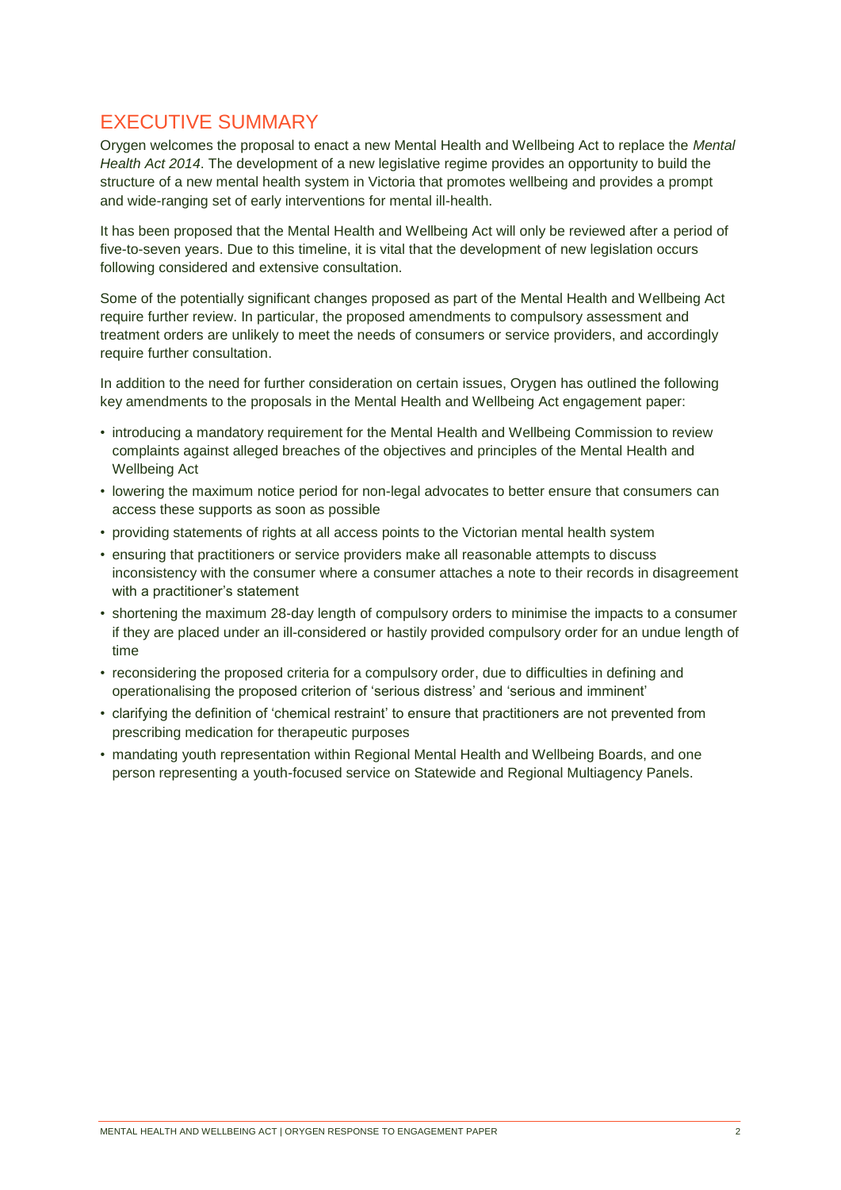## EXECUTIVE SUMMARY

Orygen welcomes the proposal to enact a new Mental Health and Wellbeing Act to replace the *Mental Health Act 2014*. The development of a new legislative regime provides an opportunity to build the structure of a new mental health system in Victoria that promotes wellbeing and provides a prompt and wide-ranging set of early interventions for mental ill-health.

It has been proposed that the Mental Health and Wellbeing Act will only be reviewed after a period of five-to-seven years. Due to this timeline, it is vital that the development of new legislation occurs following considered and extensive consultation.

Some of the potentially significant changes proposed as part of the Mental Health and Wellbeing Act require further review. In particular, the proposed amendments to compulsory assessment and treatment orders are unlikely to meet the needs of consumers or service providers, and accordingly require further consultation.

In addition to the need for further consideration on certain issues, Orygen has outlined the following key amendments to the proposals in the Mental Health and Wellbeing Act engagement paper:

- introducing a mandatory requirement for the Mental Health and Wellbeing Commission to review complaints against alleged breaches of the objectives and principles of the Mental Health and Wellbeing Act
- lowering the maximum notice period for non-legal advocates to better ensure that consumers can access these supports as soon as possible
- providing statements of rights at all access points to the Victorian mental health system
- ensuring that practitioners or service providers make all reasonable attempts to discuss inconsistency with the consumer where a consumer attaches a note to their records in disagreement with a practitioner's statement
- shortening the maximum 28-day length of compulsory orders to minimise the impacts to a consumer if they are placed under an ill-considered or hastily provided compulsory order for an undue length of time
- reconsidering the proposed criteria for a compulsory order, due to difficulties in defining and operationalising the proposed criterion of 'serious distress' and 'serious and imminent'
- clarifying the definition of 'chemical restraint' to ensure that practitioners are not prevented from prescribing medication for therapeutic purposes
- mandating youth representation within Regional Mental Health and Wellbeing Boards, and one person representing a youth-focused service on Statewide and Regional Multiagency Panels.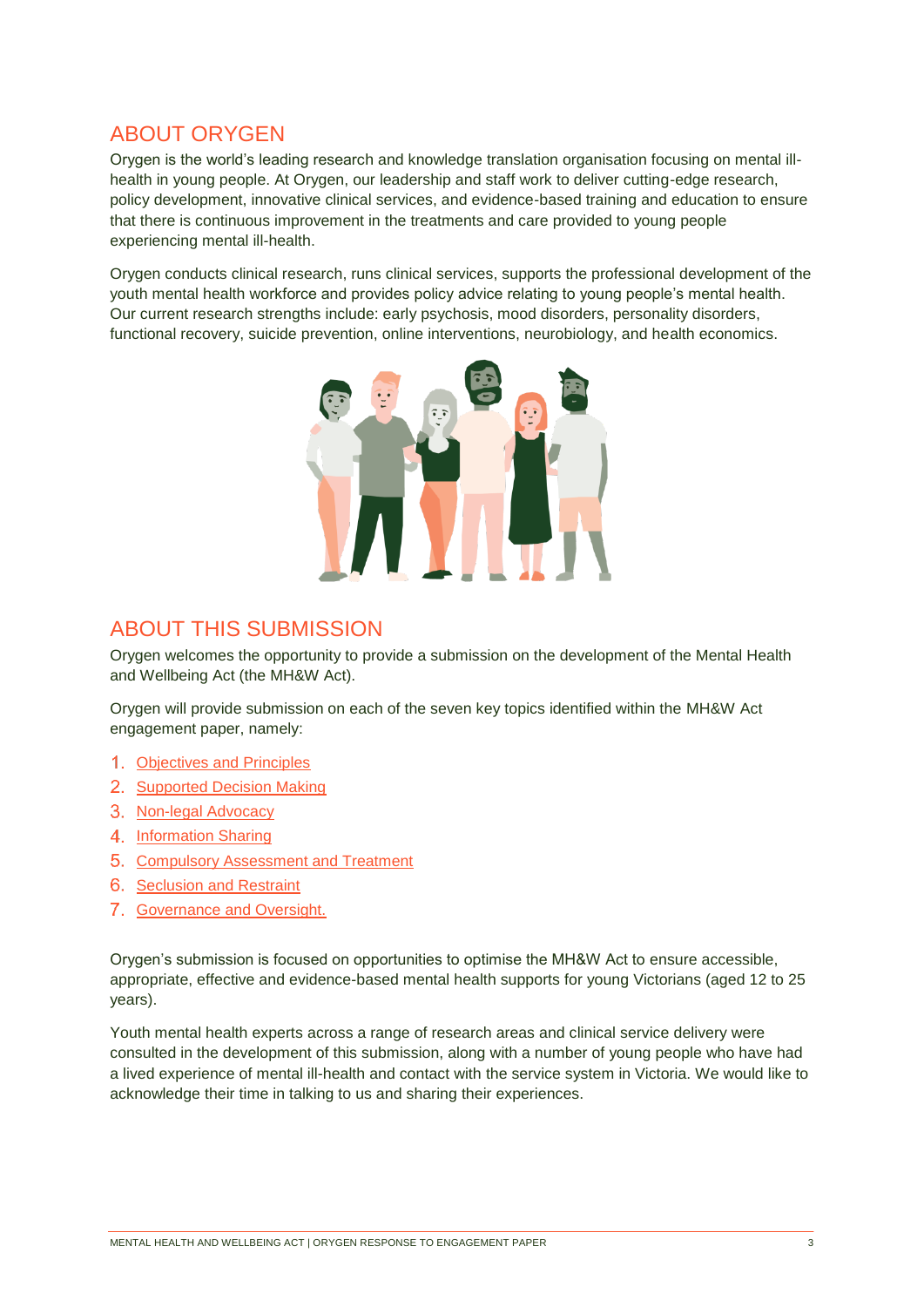## ABOUT ORYGEN

Orygen is the world's leading research and knowledge translation organisation focusing on mental ill-health in young people. At Orygen, our leadership and staff work to deliver cutting-edge research, policy development, innovative clinical services, and evidence-based training and education to ensure that there is continuous improvement in the treatments and care provided to young people experiencing mental ill-health.

Orygen conducts clinical research, runs clinical services, supports the professional development of the youth mental health workforce and provides policy advice relating to young people's mental health. Our current research strengths include: early psychosis, mood disorders, personality disorders, functional recovery, suicide prevention, online interventions, neurobiology, and health economics.

## ABOUT THIS SUBMISSION

Orygen welcomes the opportunity to provide a submission on the development of the Mental Health and Wellbeing Act (the MH&W Act).

Orygen will provide submission on each of the seven key topics identified within the MH&W Act engagement paper, namely:

1. Objectives and Principles
2. Supported Decision Making
3. Non-legal Advocacy
4. Information Sharing
5. Compulsory Assessment and Treatment
6. Seclusion and Restraint
7. Governance and Oversight.

Orygen's submission is focused on opportunities to optimise the MH&W Act to ensure accessible, appropriate, effective and evidence-based mental health supports for young Victorians (aged 12 to 25 years).

Youth mental health experts across a range of research areas and clinical service delivery were consulted in the development of this submission, along with a number of young people who have had a lived experience of mental ill-health and contact with the service system in Victoria. We would like to acknowledge their time in talking to us and sharing their experiences.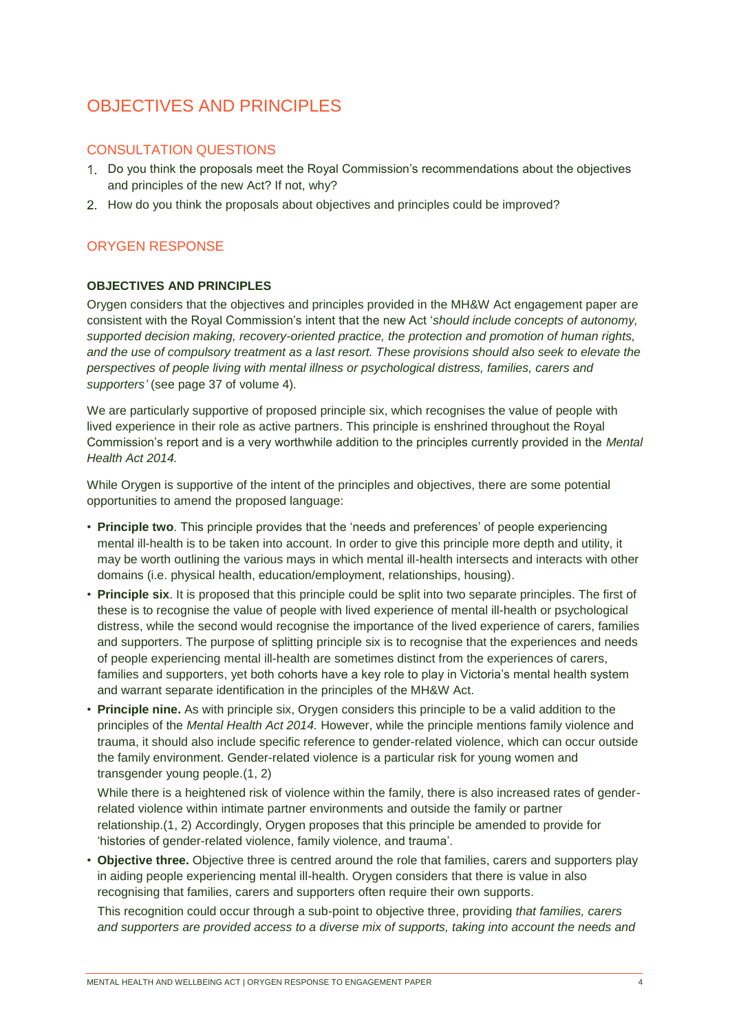# OBJECTIVES AND PRINCIPLES

## CONSULTATION QUESTIONS

1. Do you think the proposals meet the Royal Commission's recommendations about the objectives and principles of the new Act? If not, why?
2. How do you think the proposals about objectives and principles could be improved?

## ORYGEN RESPONSE

### OBJECTIVES AND PRINCIPLES

Orygen considers that the objectives and principles provided in the MH&W Act engagement paper are consistent with the Royal Commission's intent that the new Act '*should include concepts of autonomy, supported decision making, recovery-oriented practice, the protection and promotion of human rights, and the use of compulsory treatment as a last resort. These provisions should also seek to elevate the perspectives of people living with mental illness or psychological distress, families, carers and supporters'* (see page 37 of volume 4).

We are particularly supportive of proposed principle six, which recognises the value of people with lived experience in their role as active partners. This principle is enshrined throughout the Royal Commission's report and is a very worthwhile addition to the principles currently provided in the *Mental Health Act 2014.*

While Orygen is supportive of the intent of the principles and objectives, there are some potential opportunities to amend the proposed language:

- **Principle two**. This principle provides that the 'needs and preferences' of people experiencing mental ill-health is to be taken into account. In order to give this principle more depth and utility, it may be worth outlining the various mays in which mental ill-health intersects and interacts with other domains (i.e. physical health, education/employment, relationships, housing).
- **Principle six**. It is proposed that this principle could be split into two separate principles. The first of these is to recognise the value of people with lived experience of mental ill-health or psychological distress, while the second would recognise the importance of the lived experience of carers, families and supporters. The purpose of splitting principle six is to recognise that the experiences and needs of people experiencing mental ill-health are sometimes distinct from the experiences of carers, families and supporters, yet both cohorts have a key role to play in Victoria's mental health system and warrant separate identification in the principles of the MH&W Act.
- **Principle nine.** As with principle six, Orygen considers this principle to be a valid addition to the principles of the *Mental Health Act 2014.* However, while the principle mentions family violence and trauma, it should also include specific reference to gender-related violence, which can occur outside the family environment. Gender-related violence is a particular risk for young women and transgender young people.(1, 2)

  While there is a heightened risk of violence within the family, there is also increased rates of gender-related violence within intimate partner environments and outside the family or partner relationship.(1, 2) Accordingly, Orygen proposes that this principle be amended to provide for 'histories of gender-related violence, family violence, and trauma'.
- **Objective three.** Objective three is centred around the role that families, carers and supporters play in aiding people experiencing mental ill-health. Orygen considers that there is value in also recognising that families, carers and supporters often require their own supports.

  This recognition could occur through a sub-point to objective three, providing *that families, carers and supporters are provided access to a diverse mix of supports, taking into account the needs and*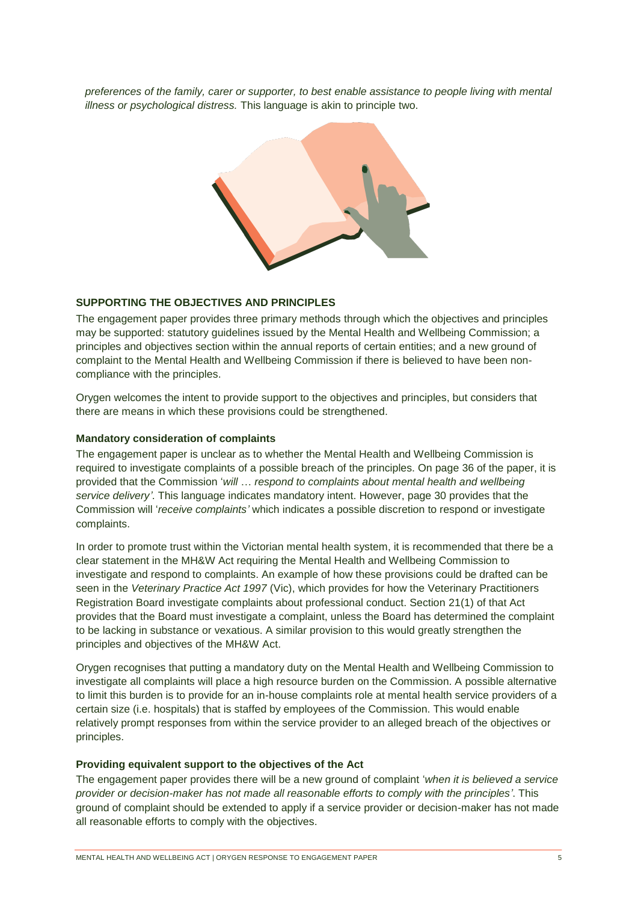*preferences of the family, carer or supporter, to best enable assistance to people living with mental illness or psychological distress.* This language is akin to principle two.

### SUPPORTING THE OBJECTIVES AND PRINCIPLES

The engagement paper provides three primary methods through which the objectives and principles may be supported: statutory guidelines issued by the Mental Health and Wellbeing Commission; a principles and objectives section within the annual reports of certain entities; and a new ground of complaint to the Mental Health and Wellbeing Commission if there is believed to have been non-compliance with the principles.

Orygen welcomes the intent to provide support to the objectives and principles, but considers that there are means in which these provisions could be strengthened.

#### Mandatory consideration of complaints

The engagement paper is unclear as to whether the Mental Health and Wellbeing Commission is required to investigate complaints of a possible breach of the principles. On page 36 of the paper, it is provided that the Commission '*will … respond to complaints about mental health and wellbeing service delivery'*. This language indicates mandatory intent. However, page 30 provides that the Commission will '*receive complaints'* which indicates a possible discretion to respond or investigate complaints.

In order to promote trust within the Victorian mental health system, it is recommended that there be a clear statement in the MH&W Act requiring the Mental Health and Wellbeing Commission to investigate and respond to complaints. An example of how these provisions could be drafted can be seen in the *Veterinary Practice Act 1997* (Vic), which provides for how the Veterinary Practitioners Registration Board investigate complaints about professional conduct. Section 21(1) of that Act provides that the Board must investigate a complaint, unless the Board has determined the complaint to be lacking in substance or vexatious. A similar provision to this would greatly strengthen the principles and objectives of the MH&W Act.

Orygen recognises that putting a mandatory duty on the Mental Health and Wellbeing Commission to investigate all complaints will place a high resource burden on the Commission. A possible alternative to limit this burden is to provide for an in-house complaints role at mental health service providers of a certain size (i.e. hospitals) that is staffed by employees of the Commission. This would enable relatively prompt responses from within the service provider to an alleged breach of the objectives or principles.

#### Providing equivalent support to the objectives of the Act

The engagement paper provides there will be a new ground of complaint '*when it is believed a service provider or decision-maker has not made all reasonable efforts to comply with the principles'*. This ground of complaint should be extended to apply if a service provider or decision-maker has not made all reasonable efforts to comply with the objectives.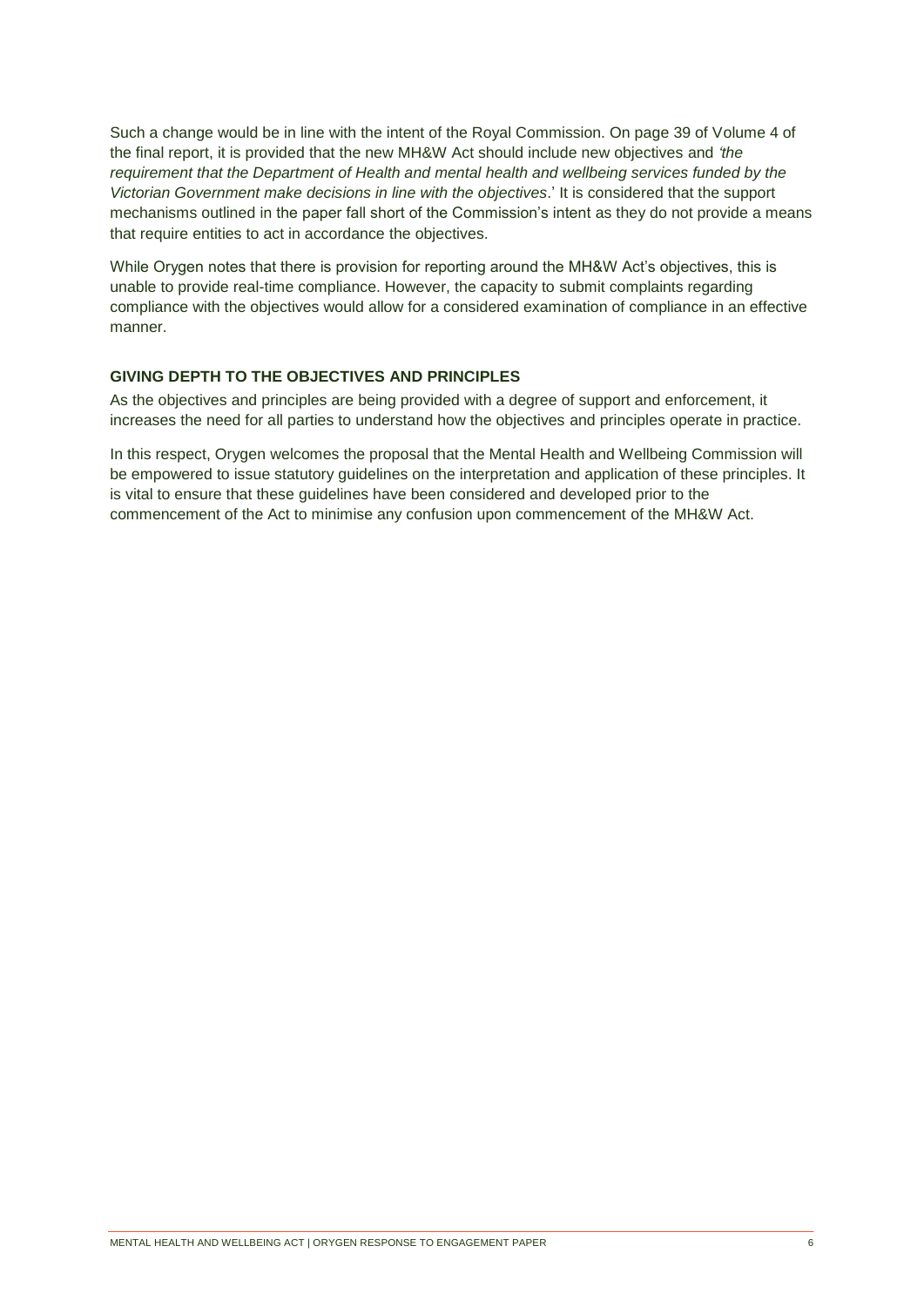Such a change would be in line with the intent of the Royal Commission. On page 39 of Volume 4 of the final report, it is provided that the new MH&W Act should include new objectives and *'the requirement that the Department of Health and mental health and wellbeing services funded by the Victorian Government make decisions in line with the objectives*.' It is considered that the support mechanisms outlined in the paper fall short of the Commission's intent as they do not provide a means that require entities to act in accordance the objectives.

While Orygen notes that there is provision for reporting around the MH&W Act's objectives, this is unable to provide real-time compliance. However, the capacity to submit complaints regarding compliance with the objectives would allow for a considered examination of compliance in an effective manner.

## GIVING DEPTH TO THE OBJECTIVES AND PRINCIPLES

As the objectives and principles are being provided with a degree of support and enforcement, it increases the need for all parties to understand how the objectives and principles operate in practice.

In this respect, Orygen welcomes the proposal that the Mental Health and Wellbeing Commission will be empowered to issue statutory guidelines on the interpretation and application of these principles. It is vital to ensure that these guidelines have been considered and developed prior to the commencement of the Act to minimise any confusion upon commencement of the MH&W Act.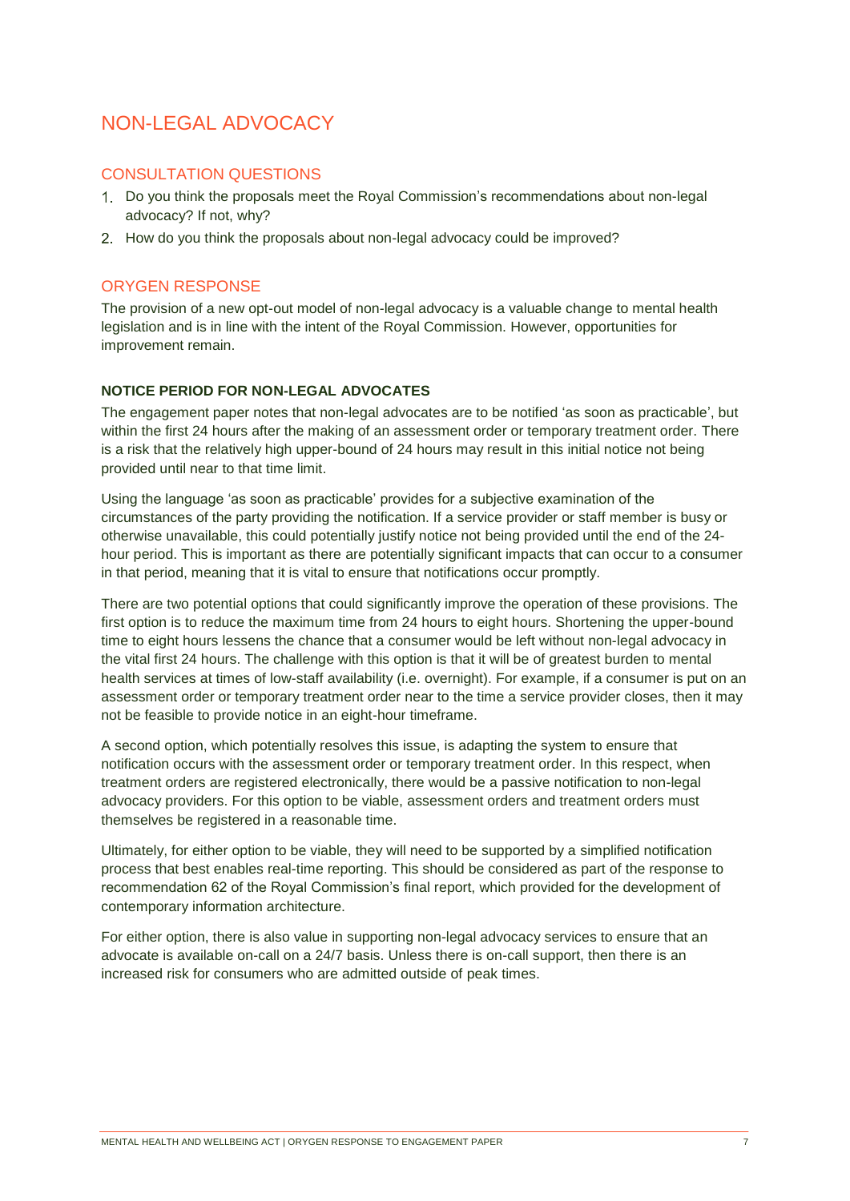## NON-LEGAL ADVOCACY

### CONSULTATION QUESTIONS

1. Do you think the proposals meet the Royal Commission's recommendations about non-legal advocacy? If not, why?
2. How do you think the proposals about non-legal advocacy could be improved?

### ORYGEN RESPONSE

The provision of a new opt-out model of non-legal advocacy is a valuable change to mental health legislation and is in line with the intent of the Royal Commission. However, opportunities for improvement remain.

#### NOTICE PERIOD FOR NON-LEGAL ADVOCATES

The engagement paper notes that non-legal advocates are to be notified 'as soon as practicable', but within the first 24 hours after the making of an assessment order or temporary treatment order. There is a risk that the relatively high upper-bound of 24 hours may result in this initial notice not being provided until near to that time limit.

Using the language 'as soon as practicable' provides for a subjective examination of the circumstances of the party providing the notification. If a service provider or staff member is busy or otherwise unavailable, this could potentially justify notice not being provided until the end of the 24-hour period. This is important as there are potentially significant impacts that can occur to a consumer in that period, meaning that it is vital to ensure that notifications occur promptly.

There are two potential options that could significantly improve the operation of these provisions. The first option is to reduce the maximum time from 24 hours to eight hours. Shortening the upper-bound time to eight hours lessens the chance that a consumer would be left without non-legal advocacy in the vital first 24 hours. The challenge with this option is that it will be of greatest burden to mental health services at times of low-staff availability (i.e. overnight). For example, if a consumer is put on an assessment order or temporary treatment order near to the time a service provider closes, then it may not be feasible to provide notice in an eight-hour timeframe.

A second option, which potentially resolves this issue, is adapting the system to ensure that notification occurs with the assessment order or temporary treatment order. In this respect, when treatment orders are registered electronically, there would be a passive notification to non-legal advocacy providers. For this option to be viable, assessment orders and treatment orders must themselves be registered in a reasonable time.

Ultimately, for either option to be viable, they will need to be supported by a simplified notification process that best enables real-time reporting. This should be considered as part of the response to recommendation 62 of the Royal Commission's final report, which provided for the development of contemporary information architecture.

For either option, there is also value in supporting non-legal advocacy services to ensure that an advocate is available on-call on a 24/7 basis. Unless there is on-call support, then there is an increased risk for consumers who are admitted outside of peak times.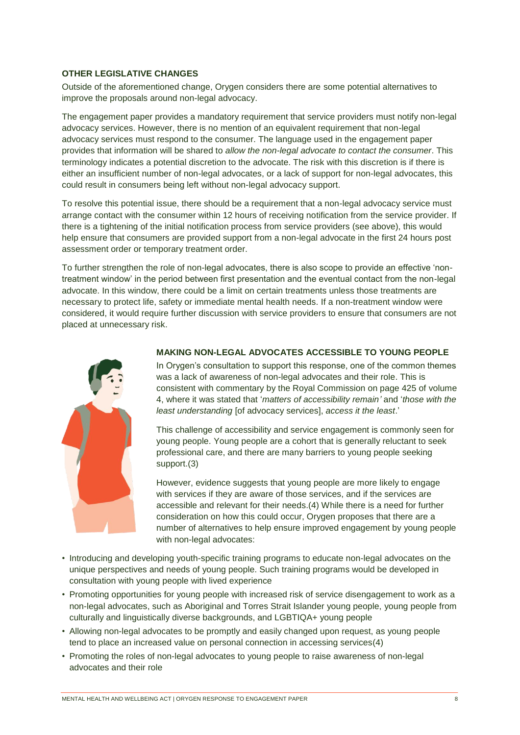## OTHER LEGISLATIVE CHANGES

Outside of the aforementioned change, Orygen considers there are some potential alternatives to improve the proposals around non-legal advocacy.

The engagement paper provides a mandatory requirement that service providers must notify non-legal advocacy services. However, there is no mention of an equivalent requirement that non-legal advocacy services must respond to the consumer. The language used in the engagement paper provides that information will be shared to *allow the non-legal advocate to contact the consumer*. This terminology indicates a potential discretion to the advocate. The risk with this discretion is if there is either an insufficient number of non-legal advocates, or a lack of support for non-legal advocates, this could result in consumers being left without non-legal advocacy support.

To resolve this potential issue, there should be a requirement that a non-legal advocacy service must arrange contact with the consumer within 12 hours of receiving notification from the service provider. If there is a tightening of the initial notification process from service providers (see above), this would help ensure that consumers are provided support from a non-legal advocate in the first 24 hours post assessment order or temporary treatment order.

To further strengthen the role of non-legal advocates, there is also scope to provide an effective 'non-treatment window' in the period between first presentation and the eventual contact from the non-legal advocate. In this window, there could be a limit on certain treatments unless those treatments are necessary to protect life, safety or immediate mental health needs. If a non-treatment window were considered, it would require further discussion with service providers to ensure that consumers are not placed at unnecessary risk.

## MAKING NON-LEGAL ADVOCATES ACCESSIBLE TO YOUNG PEOPLE

In Orygen's consultation to support this response, one of the common themes was a lack of awareness of non-legal advocates and their role. This is consistent with commentary by the Royal Commission on page 425 of volume 4, where it was stated that '*matters of accessibility remain'* and '*those with the least understanding* [of advocacy services], *access it the least*.'

This challenge of accessibility and service engagement is commonly seen for young people. Young people are a cohort that is generally reluctant to seek professional care, and there are many barriers to young people seeking support.(3)

However, evidence suggests that young people are more likely to engage with services if they are aware of those services, and if the services are accessible and relevant for their needs.(4) While there is a need for further consideration on how this could occur, Orygen proposes that there are a number of alternatives to help ensure improved engagement by young people with non-legal advocates:

- Introducing and developing youth-specific training programs to educate non-legal advocates on the unique perspectives and needs of young people. Such training programs would be developed in consultation with young people with lived experience
- Promoting opportunities for young people with increased risk of service disengagement to work as a non-legal advocates, such as Aboriginal and Torres Strait Islander young people, young people from culturally and linguistically diverse backgrounds, and LGBTIQA+ young people
- Allowing non-legal advocates to be promptly and easily changed upon request, as young people tend to place an increased value on personal connection in accessing services(4)
- Promoting the roles of non-legal advocates to young people to raise awareness of non-legal advocates and their role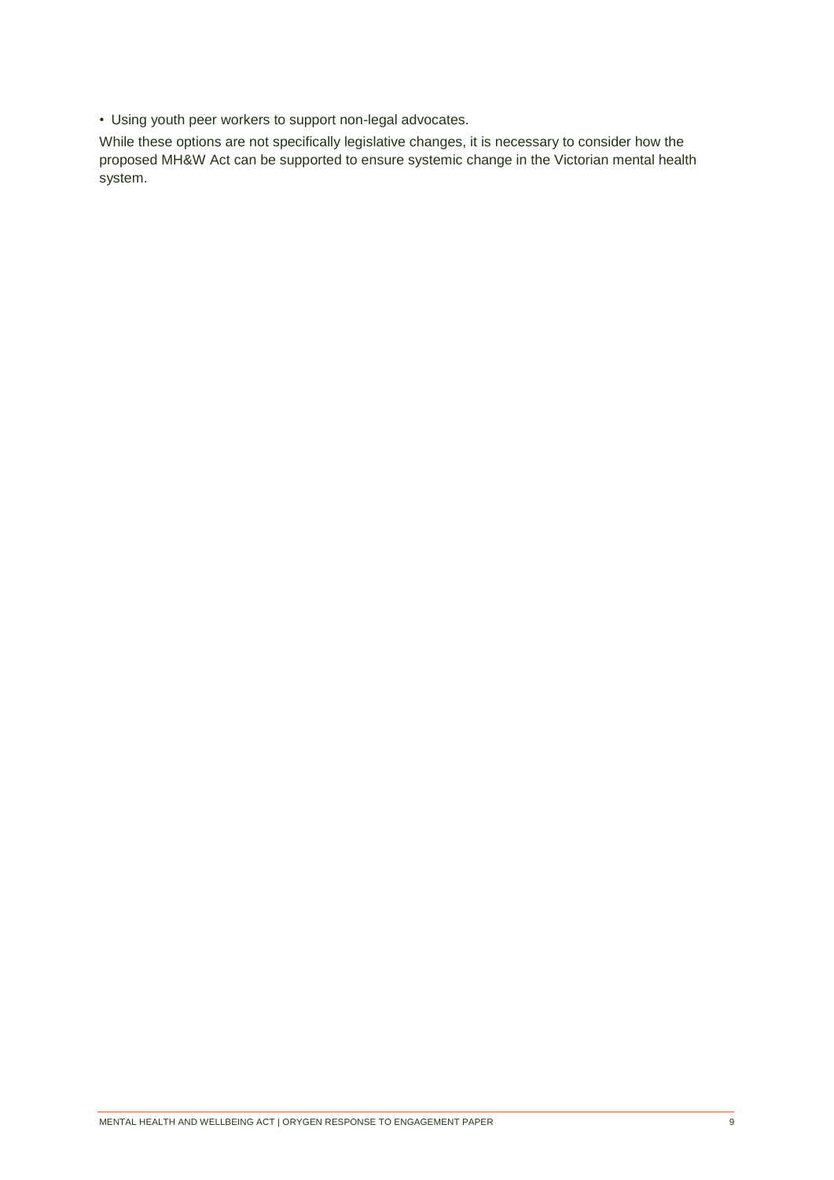- Using youth peer workers to support non-legal advocates.

While these options are not specifically legislative changes, it is necessary to consider how the proposed MH&W Act can be supported to ensure systemic change in the Victorian mental health system.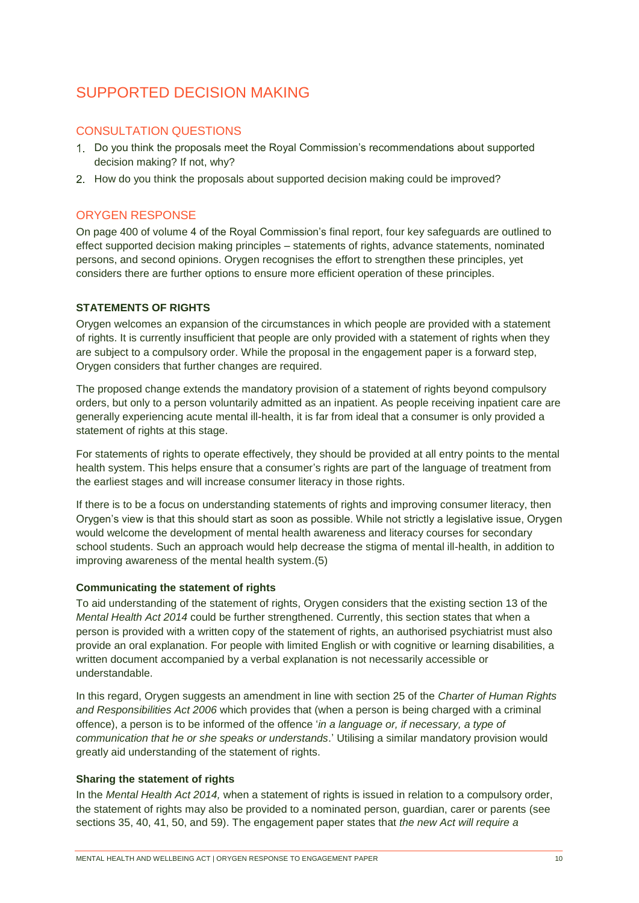## SUPPORTED DECISION MAKING

### CONSULTATION QUESTIONS

1. Do you think the proposals meet the Royal Commission's recommendations about supported decision making? If not, why?
2. How do you think the proposals about supported decision making could be improved?

### ORYGEN RESPONSE

On page 400 of volume 4 of the Royal Commission's final report, four key safeguards are outlined to effect supported decision making principles – statements of rights, advance statements, nominated persons, and second opinions. Orygen recognises the effort to strengthen these principles, yet considers there are further options to ensure more efficient operation of these principles.

**STATEMENTS OF RIGHTS**

Orygen welcomes an expansion of the circumstances in which people are provided with a statement of rights. It is currently insufficient that people are only provided with a statement of rights when they are subject to a compulsory order. While the proposal in the engagement paper is a forward step, Orygen considers that further changes are required.

The proposed change extends the mandatory provision of a statement of rights beyond compulsory orders, but only to a person voluntarily admitted as an inpatient. As people receiving inpatient care are generally experiencing acute mental ill-health, it is far from ideal that a consumer is only provided a statement of rights at this stage.

For statements of rights to operate effectively, they should be provided at all entry points to the mental health system. This helps ensure that a consumer's rights are part of the language of treatment from the earliest stages and will increase consumer literacy in those rights.

If there is to be a focus on understanding statements of rights and improving consumer literacy, then Orygen's view is that this should start as soon as possible. While not strictly a legislative issue, Orygen would welcome the development of mental health awareness and literacy courses for secondary school students. Such an approach would help decrease the stigma of mental ill-health, in addition to improving awareness of the mental health system.(5)

**Communicating the statement of rights**

To aid understanding of the statement of rights, Orygen considers that the existing section 13 of the *Mental Health Act 2014* could be further strengthened. Currently, this section states that when a person is provided with a written copy of the statement of rights, an authorised psychiatrist must also provide an oral explanation. For people with limited English or with cognitive or learning disabilities, a written document accompanied by a verbal explanation is not necessarily accessible or understandable.

In this regard, Orygen suggests an amendment in line with section 25 of the *Charter of Human Rights and Responsibilities Act 2006* which provides that (when a person is being charged with a criminal offence), a person is to be informed of the offence '*in a language or, if necessary, a type of communication that he or she speaks or understands*.' Utilising a similar mandatory provision would greatly aid understanding of the statement of rights.

**Sharing the statement of rights**

In the *Mental Health Act 2014,* when a statement of rights is issued in relation to a compulsory order, the statement of rights may also be provided to a nominated person, guardian, carer or parents (see sections 35, 40, 41, 50, and 59). The engagement paper states that *the new Act will require a*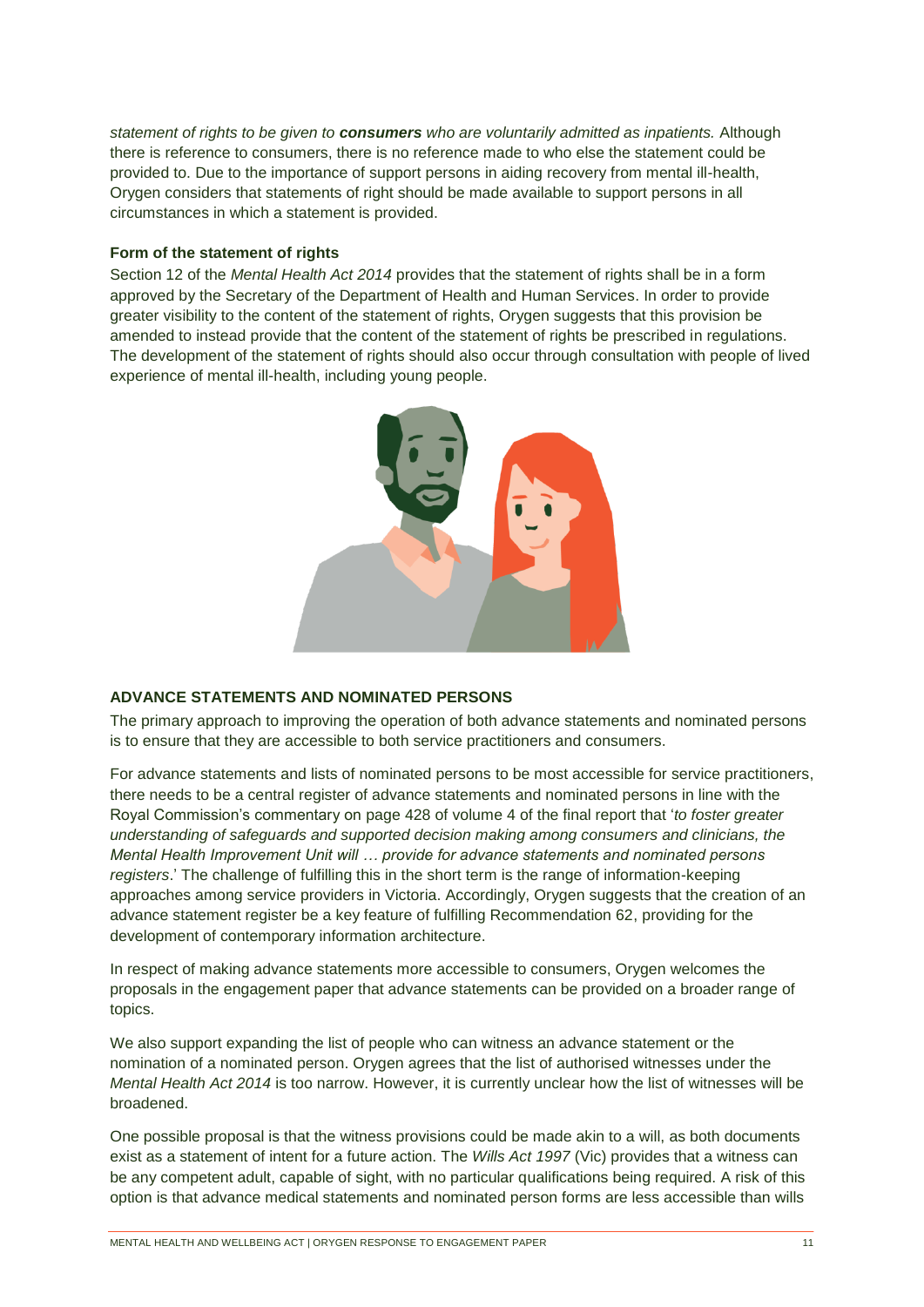*statement of rights to be given to **consumers** who are voluntarily admitted as inpatients.* Although there is reference to consumers, there is no reference made to who else the statement could be provided to. Due to the importance of support persons in aiding recovery from mental ill-health, Orygen considers that statements of right should be made available to support persons in all circumstances in which a statement is provided.

**Form of the statement of rights**

Section 12 of the *Mental Health Act 2014* provides that the statement of rights shall be in a form approved by the Secretary of the Department of Health and Human Services. In order to provide greater visibility to the content of the statement of rights, Orygen suggests that this provision be amended to instead provide that the content of the statement of rights be prescribed in regulations. The development of the statement of rights should also occur through consultation with people of lived experience of mental ill-health, including young people.

## ADVANCE STATEMENTS AND NOMINATED PERSONS

The primary approach to improving the operation of both advance statements and nominated persons is to ensure that they are accessible to both service practitioners and consumers.

For advance statements and lists of nominated persons to be most accessible for service practitioners, there needs to be a central register of advance statements and nominated persons in line with the Royal Commission's commentary on page 428 of volume 4 of the final report that '*to foster greater understanding of safeguards and supported decision making among consumers and clinicians, the Mental Health Improvement Unit will … provide for advance statements and nominated persons registers*.' The challenge of fulfilling this in the short term is the range of information-keeping approaches among service providers in Victoria. Accordingly, Orygen suggests that the creation of an advance statement register be a key feature of fulfilling Recommendation 62, providing for the development of contemporary information architecture.

In respect of making advance statements more accessible to consumers, Orygen welcomes the proposals in the engagement paper that advance statements can be provided on a broader range of topics.

We also support expanding the list of people who can witness an advance statement or the nomination of a nominated person. Orygen agrees that the list of authorised witnesses under the *Mental Health Act 2014* is too narrow. However, it is currently unclear how the list of witnesses will be broadened.

One possible proposal is that the witness provisions could be made akin to a will, as both documents exist as a statement of intent for a future action. The *Wills Act 1997* (Vic) provides that a witness can be any competent adult, capable of sight, with no particular qualifications being required. A risk of this option is that advance medical statements and nominated person forms are less accessible than wills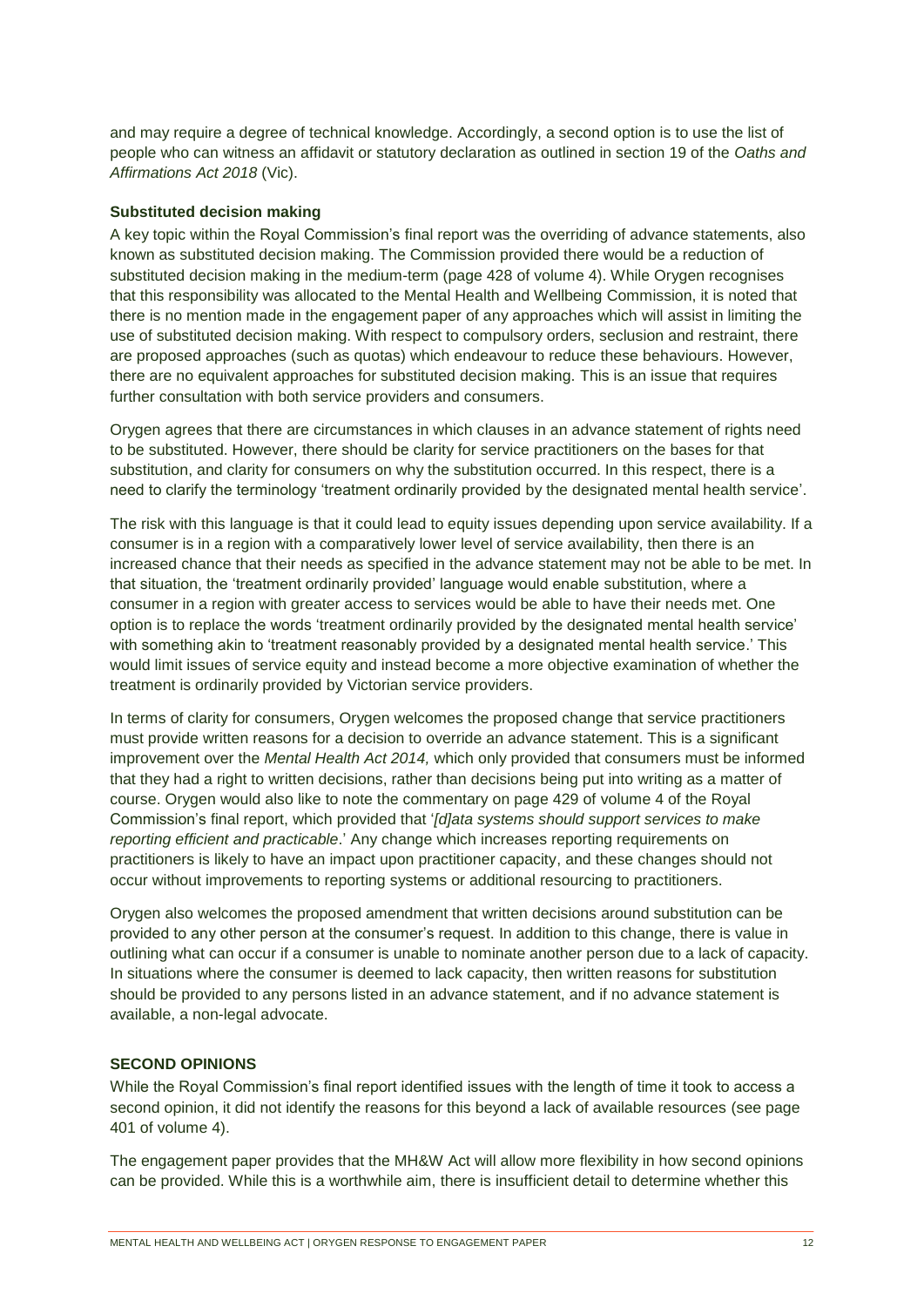and may require a degree of technical knowledge. Accordingly, a second option is to use the list of people who can witness an affidavit or statutory declaration as outlined in section 19 of the *Oaths and Affirmations Act 2018* (Vic).

### Substituted decision making

A key topic within the Royal Commission's final report was the overriding of advance statements, also known as substituted decision making. The Commission provided there would be a reduction of substituted decision making in the medium-term (page 428 of volume 4). While Orygen recognises that this responsibility was allocated to the Mental Health and Wellbeing Commission, it is noted that there is no mention made in the engagement paper of any approaches which will assist in limiting the use of substituted decision making. With respect to compulsory orders, seclusion and restraint, there are proposed approaches (such as quotas) which endeavour to reduce these behaviours. However, there are no equivalent approaches for substituted decision making. This is an issue that requires further consultation with both service providers and consumers.

Orygen agrees that there are circumstances in which clauses in an advance statement of rights need to be substituted. However, there should be clarity for service practitioners on the bases for that substitution, and clarity for consumers on why the substitution occurred. In this respect, there is a need to clarify the terminology 'treatment ordinarily provided by the designated mental health service'.

The risk with this language is that it could lead to equity issues depending upon service availability. If a consumer is in a region with a comparatively lower level of service availability, then there is an increased chance that their needs as specified in the advance statement may not be able to be met. In that situation, the 'treatment ordinarily provided' language would enable substitution, where a consumer in a region with greater access to services would be able to have their needs met. One option is to replace the words 'treatment ordinarily provided by the designated mental health service' with something akin to 'treatment reasonably provided by a designated mental health service.' This would limit issues of service equity and instead become a more objective examination of whether the treatment is ordinarily provided by Victorian service providers.

In terms of clarity for consumers, Orygen welcomes the proposed change that service practitioners must provide written reasons for a decision to override an advance statement. This is a significant improvement over the *Mental Health Act 2014,* which only provided that consumers must be informed that they had a right to written decisions, rather than decisions being put into writing as a matter of course. Orygen would also like to note the commentary on page 429 of volume 4 of the Royal Commission's final report, which provided that '*[d]ata systems should support services to make reporting efficient and practicable*.' Any change which increases reporting requirements on practitioners is likely to have an impact upon practitioner capacity, and these changes should not occur without improvements to reporting systems or additional resourcing to practitioners.

Orygen also welcomes the proposed amendment that written decisions around substitution can be provided to any other person at the consumer's request. In addition to this change, there is value in outlining what can occur if a consumer is unable to nominate another person due to a lack of capacity. In situations where the consumer is deemed to lack capacity, then written reasons for substitution should be provided to any persons listed in an advance statement, and if no advance statement is available, a non-legal advocate.

## SECOND OPINIONS

While the Royal Commission's final report identified issues with the length of time it took to access a second opinion, it did not identify the reasons for this beyond a lack of available resources (see page 401 of volume 4).

The engagement paper provides that the MH&W Act will allow more flexibility in how second opinions can be provided. While this is a worthwhile aim, there is insufficient detail to determine whether this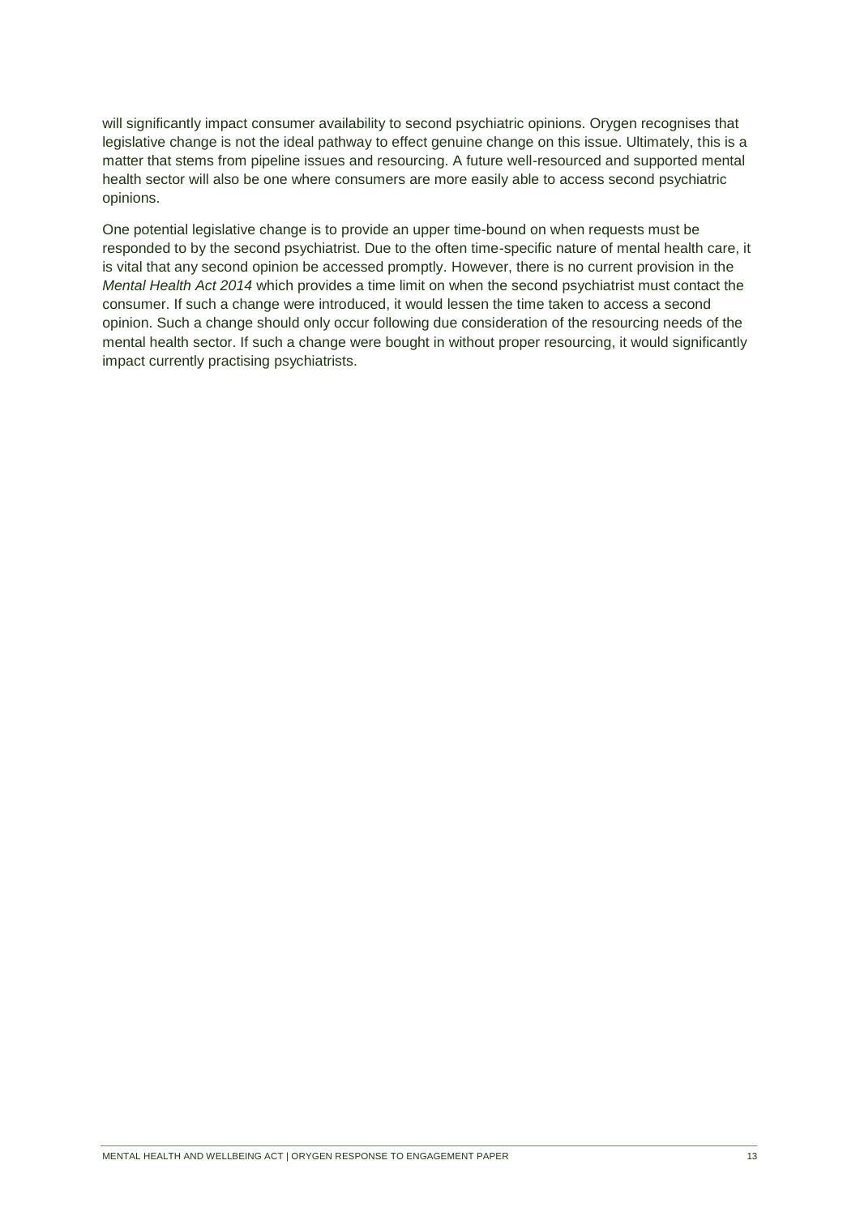will significantly impact consumer availability to second psychiatric opinions. Orygen recognises that legislative change is not the ideal pathway to effect genuine change on this issue. Ultimately, this is a matter that stems from pipeline issues and resourcing. A future well-resourced and supported mental health sector will also be one where consumers are more easily able to access second psychiatric opinions.

One potential legislative change is to provide an upper time-bound on when requests must be responded to by the second psychiatrist. Due to the often time-specific nature of mental health care, it is vital that any second opinion be accessed promptly. However, there is no current provision in the *Mental Health Act 2014* which provides a time limit on when the second psychiatrist must contact the consumer. If such a change were introduced, it would lessen the time taken to access a second opinion. Such a change should only occur following due consideration of the resourcing needs of the mental health sector. If such a change were bought in without proper resourcing, it would significantly impact currently practising psychiatrists.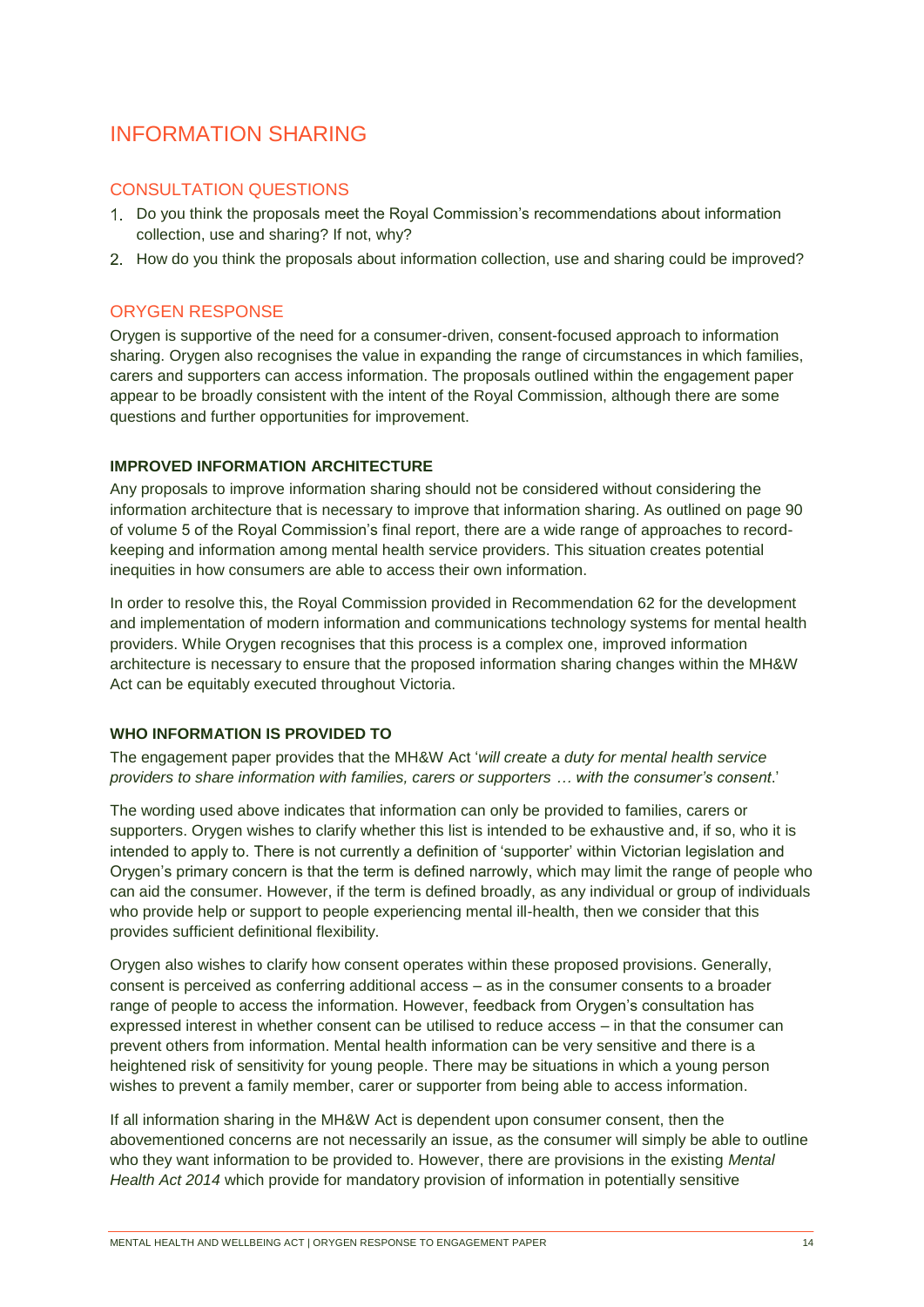# INFORMATION SHARING

## CONSULTATION QUESTIONS

1. Do you think the proposals meet the Royal Commission's recommendations about information collection, use and sharing? If not, why?
2. How do you think the proposals about information collection, use and sharing could be improved?

## ORYGEN RESPONSE

Orygen is supportive of the need for a consumer-driven, consent-focused approach to information sharing. Orygen also recognises the value in expanding the range of circumstances in which families, carers and supporters can access information. The proposals outlined within the engagement paper appear to be broadly consistent with the intent of the Royal Commission, although there are some questions and further opportunities for improvement.

### IMPROVED INFORMATION ARCHITECTURE

Any proposals to improve information sharing should not be considered without considering the information architecture that is necessary to improve that information sharing. As outlined on page 90 of volume 5 of the Royal Commission's final report, there are a wide range of approaches to record-keeping and information among mental health service providers. This situation creates potential inequities in how consumers are able to access their own information.

In order to resolve this, the Royal Commission provided in Recommendation 62 for the development and implementation of modern information and communications technology systems for mental health providers. While Orygen recognises that this process is a complex one, improved information architecture is necessary to ensure that the proposed information sharing changes within the MH&W Act can be equitably executed throughout Victoria.

### WHO INFORMATION IS PROVIDED TO

The engagement paper provides that the MH&W Act '*will create a duty for mental health service providers to share information with families, carers or supporters … with the consumer's consent*.'

The wording used above indicates that information can only be provided to families, carers or supporters. Orygen wishes to clarify whether this list is intended to be exhaustive and, if so, who it is intended to apply to. There is not currently a definition of 'supporter' within Victorian legislation and Orygen's primary concern is that the term is defined narrowly, which may limit the range of people who can aid the consumer. However, if the term is defined broadly, as any individual or group of individuals who provide help or support to people experiencing mental ill-health, then we consider that this provides sufficient definitional flexibility.

Orygen also wishes to clarify how consent operates within these proposed provisions. Generally, consent is perceived as conferring additional access – as in the consumer consents to a broader range of people to access the information. However, feedback from Orygen's consultation has expressed interest in whether consent can be utilised to reduce access – in that the consumer can prevent others from information. Mental health information can be very sensitive and there is a heightened risk of sensitivity for young people. There may be situations in which a young person wishes to prevent a family member, carer or supporter from being able to access information.

If all information sharing in the MH&W Act is dependent upon consumer consent, then the abovementioned concerns are not necessarily an issue, as the consumer will simply be able to outline who they want information to be provided to. However, there are provisions in the existing *Mental Health Act 2014* which provide for mandatory provision of information in potentially sensitive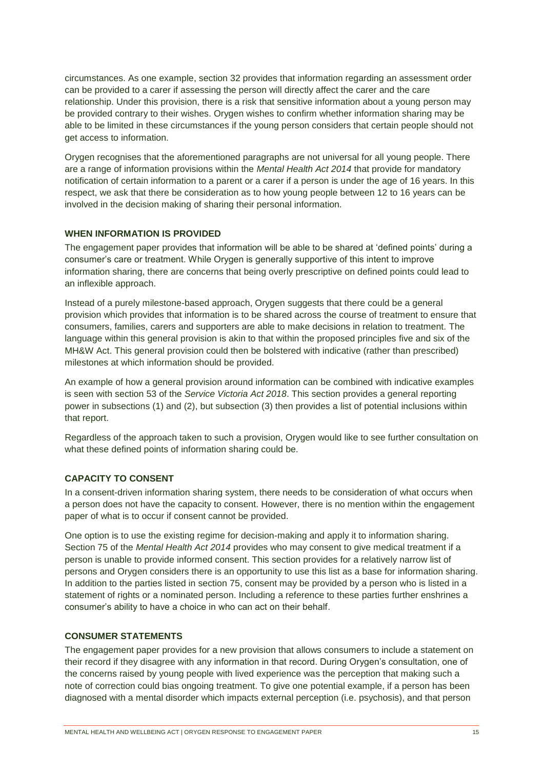circumstances. As one example, section 32 provides that information regarding an assessment order can be provided to a carer if assessing the person will directly affect the carer and the care relationship. Under this provision, there is a risk that sensitive information about a young person may be provided contrary to their wishes. Orygen wishes to confirm whether information sharing may be able to be limited in these circumstances if the young person considers that certain people should not get access to information.

Orygen recognises that the aforementioned paragraphs are not universal for all young people. There are a range of information provisions within the *Mental Health Act 2014* that provide for mandatory notification of certain information to a parent or a carer if a person is under the age of 16 years. In this respect, we ask that there be consideration as to how young people between 12 to 16 years can be involved in the decision making of sharing their personal information.

### WHEN INFORMATION IS PROVIDED

The engagement paper provides that information will be able to be shared at 'defined points' during a consumer's care or treatment. While Orygen is generally supportive of this intent to improve information sharing, there are concerns that being overly prescriptive on defined points could lead to an inflexible approach.

Instead of a purely milestone-based approach, Orygen suggests that there could be a general provision which provides that information is to be shared across the course of treatment to ensure that consumers, families, carers and supporters are able to make decisions in relation to treatment. The language within this general provision is akin to that within the proposed principles five and six of the MH&W Act. This general provision could then be bolstered with indicative (rather than prescribed) milestones at which information should be provided.

An example of how a general provision around information can be combined with indicative examples is seen with section 53 of the *Service Victoria Act 2018*. This section provides a general reporting power in subsections (1) and (2), but subsection (3) then provides a list of potential inclusions within that report.

Regardless of the approach taken to such a provision, Orygen would like to see further consultation on what these defined points of information sharing could be.

### CAPACITY TO CONSENT

In a consent-driven information sharing system, there needs to be consideration of what occurs when a person does not have the capacity to consent. However, there is no mention within the engagement paper of what is to occur if consent cannot be provided.

One option is to use the existing regime for decision-making and apply it to information sharing. Section 75 of the *Mental Health Act 2014* provides who may consent to give medical treatment if a person is unable to provide informed consent. This section provides for a relatively narrow list of persons and Orygen considers there is an opportunity to use this list as a base for information sharing. In addition to the parties listed in section 75, consent may be provided by a person who is listed in a statement of rights or a nominated person. Including a reference to these parties further enshrines a consumer's ability to have a choice in who can act on their behalf.

### CONSUMER STATEMENTS

The engagement paper provides for a new provision that allows consumers to include a statement on their record if they disagree with any information in that record. During Orygen's consultation, one of the concerns raised by young people with lived experience was the perception that making such a note of correction could bias ongoing treatment. To give one potential example, if a person has been diagnosed with a mental disorder which impacts external perception (i.e. psychosis), and that person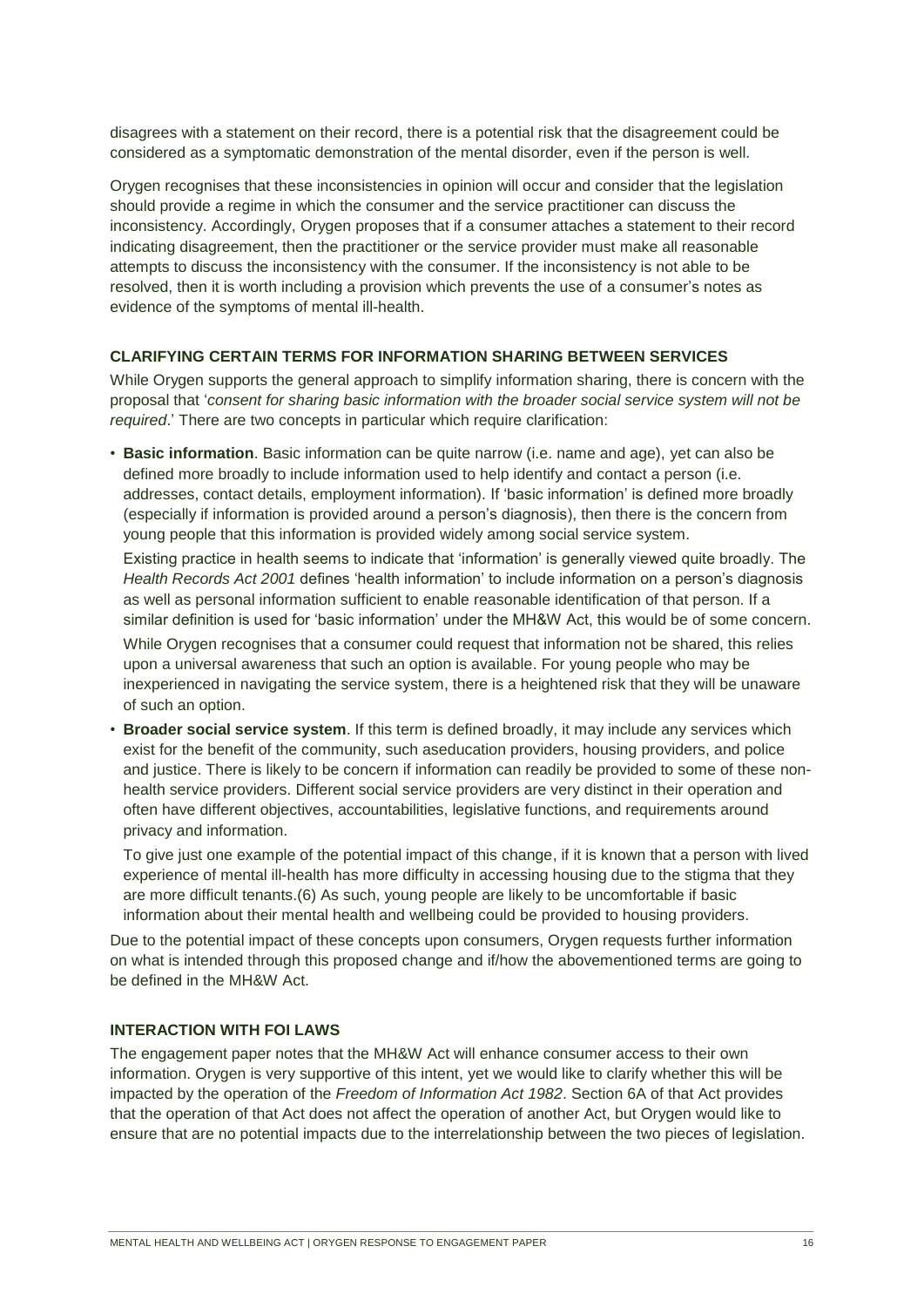disagrees with a statement on their record, there is a potential risk that the disagreement could be considered as a symptomatic demonstration of the mental disorder, even if the person is well.

Orygen recognises that these inconsistencies in opinion will occur and consider that the legislation should provide a regime in which the consumer and the service practitioner can discuss the inconsistency. Accordingly, Orygen proposes that if a consumer attaches a statement to their record indicating disagreement, then the practitioner or the service provider must make all reasonable attempts to discuss the inconsistency with the consumer. If the inconsistency is not able to be resolved, then it is worth including a provision which prevents the use of a consumer's notes as evidence of the symptoms of mental ill-health.

### CLARIFYING CERTAIN TERMS FOR INFORMATION SHARING BETWEEN SERVICES

While Orygen supports the general approach to simplify information sharing, there is concern with the proposal that '*consent for sharing basic information with the broader social service system will not be required*.' There are two concepts in particular which require clarification:

- **Basic information**. Basic information can be quite narrow (i.e. name and age), yet can also be defined more broadly to include information used to help identify and contact a person (i.e. addresses, contact details, employment information). If 'basic information' is defined more broadly (especially if information is provided around a person's diagnosis), then there is the concern from young people that this information is provided widely among social service system.

  Existing practice in health seems to indicate that 'information' is generally viewed quite broadly. The *Health Records Act 2001* defines 'health information' to include information on a person's diagnosis as well as personal information sufficient to enable reasonable identification of that person. If a similar definition is used for 'basic information' under the MH&W Act, this would be of some concern.

  While Orygen recognises that a consumer could request that information not be shared, this relies upon a universal awareness that such an option is available. For young people who may be inexperienced in navigating the service system, there is a heightened risk that they will be unaware of such an option.

- **Broader social service system**. If this term is defined broadly, it may include any services which exist for the benefit of the community, such aseducation providers, housing providers, and police and justice. There is likely to be concern if information can readily be provided to some of these non-health service providers. Different social service providers are very distinct in their operation and often have different objectives, accountabilities, legislative functions, and requirements around privacy and information.

  To give just one example of the potential impact of this change, if it is known that a person with lived experience of mental ill-health has more difficulty in accessing housing due to the stigma that they are more difficult tenants.(6) As such, young people are likely to be uncomfortable if basic information about their mental health and wellbeing could be provided to housing providers.

Due to the potential impact of these concepts upon consumers, Orygen requests further information on what is intended through this proposed change and if/how the abovementioned terms are going to be defined in the MH&W Act.

### INTERACTION WITH FOI LAWS

The engagement paper notes that the MH&W Act will enhance consumer access to their own information. Orygen is very supportive of this intent, yet we would like to clarify whether this will be impacted by the operation of the *Freedom of Information Act 1982*. Section 6A of that Act provides that the operation of that Act does not affect the operation of another Act, but Orygen would like to ensure that are no potential impacts due to the interrelationship between the two pieces of legislation.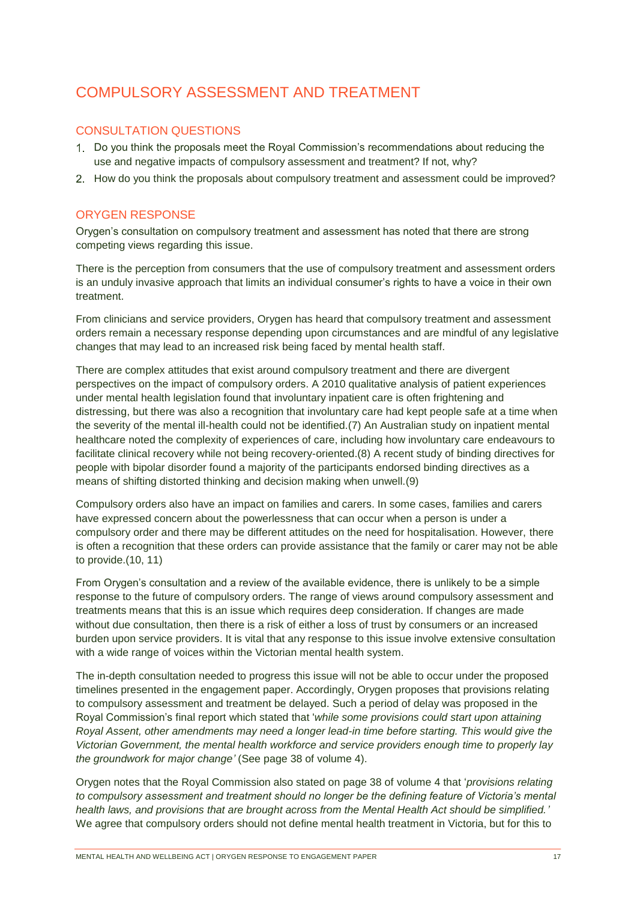## COMPULSORY ASSESSMENT AND TREATMENT

### CONSULTATION QUESTIONS

1. Do you think the proposals meet the Royal Commission's recommendations about reducing the use and negative impacts of compulsory assessment and treatment? If not, why?
2. How do you think the proposals about compulsory treatment and assessment could be improved?

### ORYGEN RESPONSE

Orygen's consultation on compulsory treatment and assessment has noted that there are strong competing views regarding this issue.

There is the perception from consumers that the use of compulsory treatment and assessment orders is an unduly invasive approach that limits an individual consumer's rights to have a voice in their own treatment.

From clinicians and service providers, Orygen has heard that compulsory treatment and assessment orders remain a necessary response depending upon circumstances and are mindful of any legislative changes that may lead to an increased risk being faced by mental health staff.

There are complex attitudes that exist around compulsory treatment and there are divergent perspectives on the impact of compulsory orders. A 2010 qualitative analysis of patient experiences under mental health legislation found that involuntary inpatient care is often frightening and distressing, but there was also a recognition that involuntary care had kept people safe at a time when the severity of the mental ill-health could not be identified.(7) An Australian study on inpatient mental healthcare noted the complexity of experiences of care, including how involuntary care endeavours to facilitate clinical recovery while not being recovery-oriented.(8) A recent study of binding directives for people with bipolar disorder found a majority of the participants endorsed binding directives as a means of shifting distorted thinking and decision making when unwell.(9)

Compulsory orders also have an impact on families and carers. In some cases, families and carers have expressed concern about the powerlessness that can occur when a person is under a compulsory order and there may be different attitudes on the need for hospitalisation. However, there is often a recognition that these orders can provide assistance that the family or carer may not be able to provide.(10, 11)

From Orygen's consultation and a review of the available evidence, there is unlikely to be a simple response to the future of compulsory orders. The range of views around compulsory assessment and treatments means that this is an issue which requires deep consideration. If changes are made without due consultation, then there is a risk of either a loss of trust by consumers or an increased burden upon service providers. It is vital that any response to this issue involve extensive consultation with a wide range of voices within the Victorian mental health system.

The in-depth consultation needed to progress this issue will not be able to occur under the proposed timelines presented in the engagement paper. Accordingly, Orygen proposes that provisions relating to compulsory assessment and treatment be delayed. Such a period of delay was proposed in the Royal Commission's final report which stated that '*while some provisions could start upon attaining Royal Assent, other amendments may need a longer lead-in time before starting. This would give the Victorian Government, the mental health workforce and service providers enough time to properly lay the groundwork for major change'* (See page 38 of volume 4).

Orygen notes that the Royal Commission also stated on page 38 of volume 4 that '*provisions relating to compulsory assessment and treatment should no longer be the defining feature of Victoria's mental health laws, and provisions that are brought across from the Mental Health Act should be simplified.'* We agree that compulsory orders should not define mental health treatment in Victoria, but for this to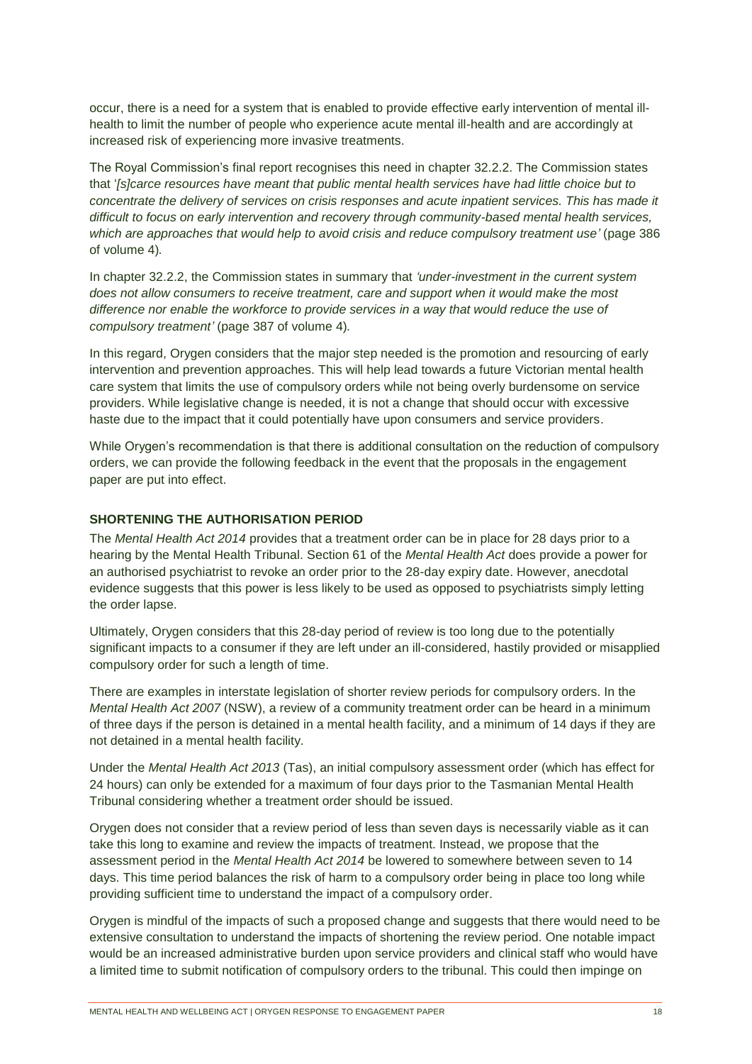occur, there is a need for a system that is enabled to provide effective early intervention of mental ill-health to limit the number of people who experience acute mental ill-health and are accordingly at increased risk of experiencing more invasive treatments.

The Royal Commission's final report recognises this need in chapter 32.2.2. The Commission states that '*[s]carce resources have meant that public mental health services have had little choice but to concentrate the delivery of services on crisis responses and acute inpatient services. This has made it difficult to focus on early intervention and recovery through community-based mental health services, which are approaches that would help to avoid crisis and reduce compulsory treatment use'* (page 386 of volume 4).

In chapter 32.2.2, the Commission states in summary that *'under-investment in the current system does not allow consumers to receive treatment, care and support when it would make the most difference nor enable the workforce to provide services in a way that would reduce the use of compulsory treatment'* (page 387 of volume 4).

In this regard, Orygen considers that the major step needed is the promotion and resourcing of early intervention and prevention approaches. This will help lead towards a future Victorian mental health care system that limits the use of compulsory orders while not being overly burdensome on service providers. While legislative change is needed, it is not a change that should occur with excessive haste due to the impact that it could potentially have upon consumers and service providers.

While Orygen's recommendation is that there is additional consultation on the reduction of compulsory orders, we can provide the following feedback in the event that the proposals in the engagement paper are put into effect.

### SHORTENING THE AUTHORISATION PERIOD

The *Mental Health Act 2014* provides that a treatment order can be in place for 28 days prior to a hearing by the Mental Health Tribunal. Section 61 of the *Mental Health Act* does provide a power for an authorised psychiatrist to revoke an order prior to the 28-day expiry date. However, anecdotal evidence suggests that this power is less likely to be used as opposed to psychiatrists simply letting the order lapse.

Ultimately, Orygen considers that this 28-day period of review is too long due to the potentially significant impacts to a consumer if they are left under an ill-considered, hastily provided or misapplied compulsory order for such a length of time.

There are examples in interstate legislation of shorter review periods for compulsory orders. In the *Mental Health Act 2007* (NSW), a review of a community treatment order can be heard in a minimum of three days if the person is detained in a mental health facility, and a minimum of 14 days if they are not detained in a mental health facility.

Under the *Mental Health Act 2013* (Tas), an initial compulsory assessment order (which has effect for 24 hours) can only be extended for a maximum of four days prior to the Tasmanian Mental Health Tribunal considering whether a treatment order should be issued.

Orygen does not consider that a review period of less than seven days is necessarily viable as it can take this long to examine and review the impacts of treatment. Instead, we propose that the assessment period in the *Mental Health Act 2014* be lowered to somewhere between seven to 14 days. This time period balances the risk of harm to a compulsory order being in place too long while providing sufficient time to understand the impact of a compulsory order.

Orygen is mindful of the impacts of such a proposed change and suggests that there would need to be extensive consultation to understand the impacts of shortening the review period. One notable impact would be an increased administrative burden upon service providers and clinical staff who would have a limited time to submit notification of compulsory orders to the tribunal. This could then impinge on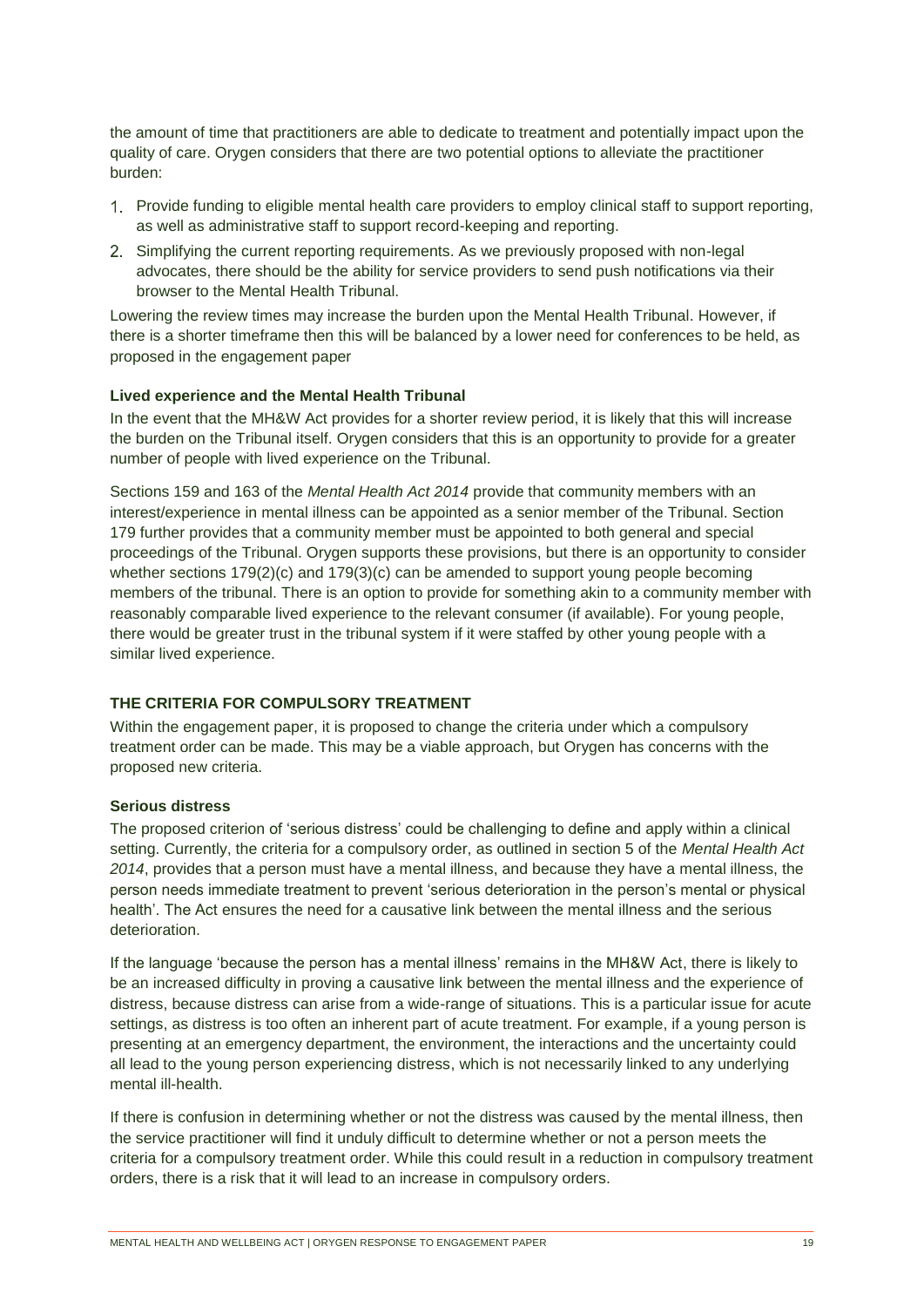the amount of time that practitioners are able to dedicate to treatment and potentially impact upon the quality of care. Orygen considers that there are two potential options to alleviate the practitioner burden:

1. Provide funding to eligible mental health care providers to employ clinical staff to support reporting, as well as administrative staff to support record-keeping and reporting.
2. Simplifying the current reporting requirements. As we previously proposed with non-legal advocates, there should be the ability for service providers to send push notifications via their browser to the Mental Health Tribunal.

Lowering the review times may increase the burden upon the Mental Health Tribunal. However, if there is a shorter timeframe then this will be balanced by a lower need for conferences to be held, as proposed in the engagement paper

**Lived experience and the Mental Health Tribunal**

In the event that the MH&W Act provides for a shorter review period, it is likely that this will increase the burden on the Tribunal itself. Orygen considers that this is an opportunity to provide for a greater number of people with lived experience on the Tribunal.

Sections 159 and 163 of the *Mental Health Act 2014* provide that community members with an interest/experience in mental illness can be appointed as a senior member of the Tribunal. Section 179 further provides that a community member must be appointed to both general and special proceedings of the Tribunal. Orygen supports these provisions, but there is an opportunity to consider whether sections 179(2)(c) and 179(3)(c) can be amended to support young people becoming members of the tribunal. There is an option to provide for something akin to a community member with reasonably comparable lived experience to the relevant consumer (if available). For young people, there would be greater trust in the tribunal system if it were staffed by other young people with a similar lived experience.

## THE CRITERIA FOR COMPULSORY TREATMENT

Within the engagement paper, it is proposed to change the criteria under which a compulsory treatment order can be made. This may be a viable approach, but Orygen has concerns with the proposed new criteria.

**Serious distress**

The proposed criterion of 'serious distress' could be challenging to define and apply within a clinical setting. Currently, the criteria for a compulsory order, as outlined in section 5 of the *Mental Health Act 2014*, provides that a person must have a mental illness, and because they have a mental illness, the person needs immediate treatment to prevent 'serious deterioration in the person's mental or physical health'. The Act ensures the need for a causative link between the mental illness and the serious deterioration.

If the language 'because the person has a mental illness' remains in the MH&W Act, there is likely to be an increased difficulty in proving a causative link between the mental illness and the experience of distress, because distress can arise from a wide-range of situations. This is a particular issue for acute settings, as distress is too often an inherent part of acute treatment. For example, if a young person is presenting at an emergency department, the environment, the interactions and the uncertainty could all lead to the young person experiencing distress, which is not necessarily linked to any underlying mental ill-health.

If there is confusion in determining whether or not the distress was caused by the mental illness, then the service practitioner will find it unduly difficult to determine whether or not a person meets the criteria for a compulsory treatment order. While this could result in a reduction in compulsory treatment orders, there is a risk that it will lead to an increase in compulsory orders.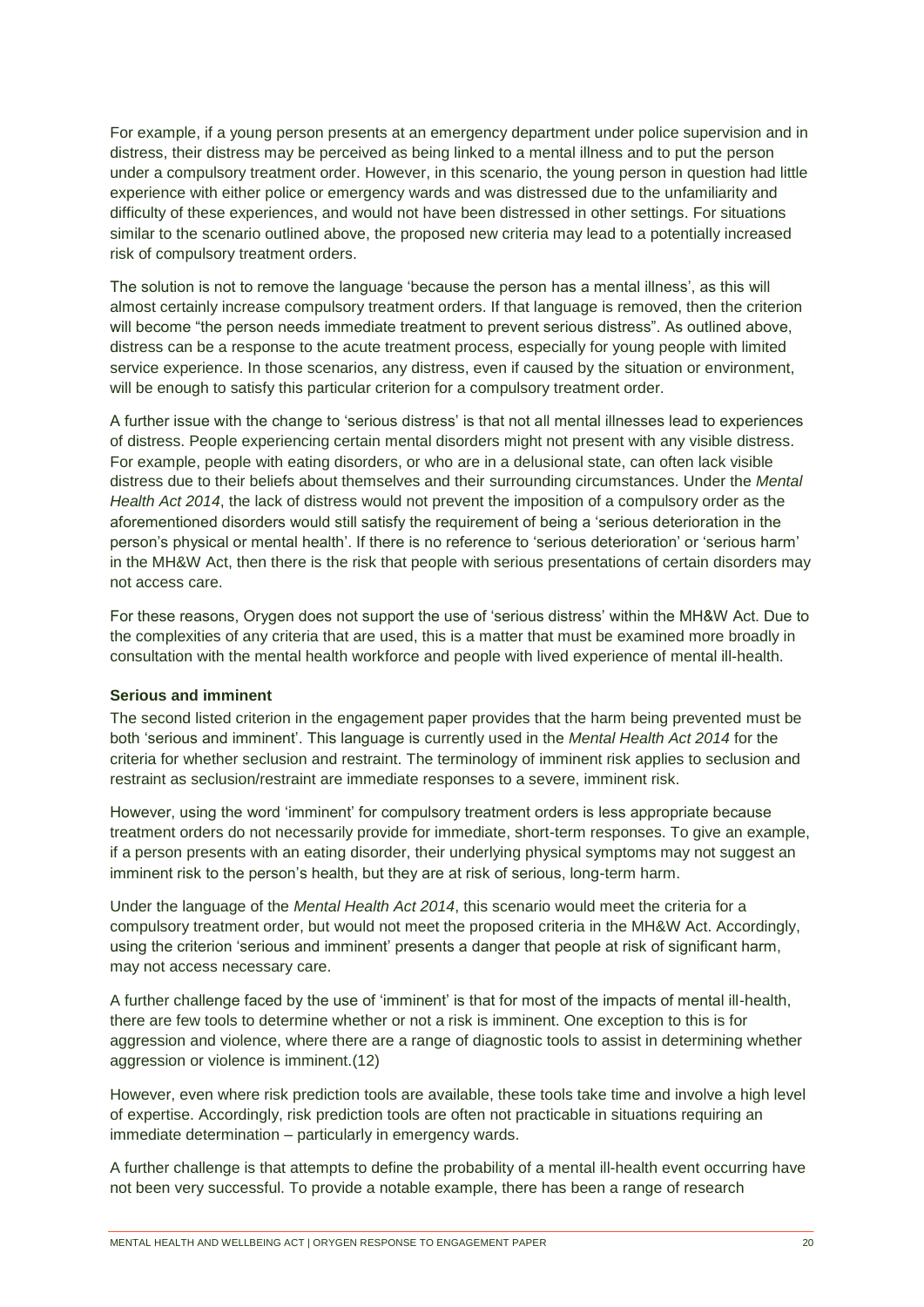For example, if a young person presents at an emergency department under police supervision and in distress, their distress may be perceived as being linked to a mental illness and to put the person under a compulsory treatment order. However, in this scenario, the young person in question had little experience with either police or emergency wards and was distressed due to the unfamiliarity and difficulty of these experiences, and would not have been distressed in other settings. For situations similar to the scenario outlined above, the proposed new criteria may lead to a potentially increased risk of compulsory treatment orders.

The solution is not to remove the language 'because the person has a mental illness', as this will almost certainly increase compulsory treatment orders. If that language is removed, then the criterion will become "the person needs immediate treatment to prevent serious distress". As outlined above, distress can be a response to the acute treatment process, especially for young people with limited service experience. In those scenarios, any distress, even if caused by the situation or environment, will be enough to satisfy this particular criterion for a compulsory treatment order.

A further issue with the change to 'serious distress' is that not all mental illnesses lead to experiences of distress. People experiencing certain mental disorders might not present with any visible distress. For example, people with eating disorders, or who are in a delusional state, can often lack visible distress due to their beliefs about themselves and their surrounding circumstances. Under the *Mental Health Act 2014*, the lack of distress would not prevent the imposition of a compulsory order as the aforementioned disorders would still satisfy the requirement of being a 'serious deterioration in the person's physical or mental health'. If there is no reference to 'serious deterioration' or 'serious harm' in the MH&W Act, then there is the risk that people with serious presentations of certain disorders may not access care.

For these reasons, Orygen does not support the use of 'serious distress' within the MH&W Act. Due to the complexities of any criteria that are used, this is a matter that must be examined more broadly in consultation with the mental health workforce and people with lived experience of mental ill-health.

**Serious and imminent**

The second listed criterion in the engagement paper provides that the harm being prevented must be both 'serious and imminent'. This language is currently used in the *Mental Health Act 2014* for the criteria for whether seclusion and restraint. The terminology of imminent risk applies to seclusion and restraint as seclusion/restraint are immediate responses to a severe, imminent risk.

However, using the word 'imminent' for compulsory treatment orders is less appropriate because treatment orders do not necessarily provide for immediate, short-term responses. To give an example, if a person presents with an eating disorder, their underlying physical symptoms may not suggest an imminent risk to the person's health, but they are at risk of serious, long-term harm.

Under the language of the *Mental Health Act 2014*, this scenario would meet the criteria for a compulsory treatment order, but would not meet the proposed criteria in the MH&W Act. Accordingly, using the criterion 'serious and imminent' presents a danger that people at risk of significant harm, may not access necessary care.

A further challenge faced by the use of 'imminent' is that for most of the impacts of mental ill-health, there are few tools to determine whether or not a risk is imminent. One exception to this is for aggression and violence, where there are a range of diagnostic tools to assist in determining whether aggression or violence is imminent.(12)

However, even where risk prediction tools are available, these tools take time and involve a high level of expertise. Accordingly, risk prediction tools are often not practicable in situations requiring an immediate determination – particularly in emergency wards.

A further challenge is that attempts to define the probability of a mental ill-health event occurring have not been very successful. To provide a notable example, there has been a range of research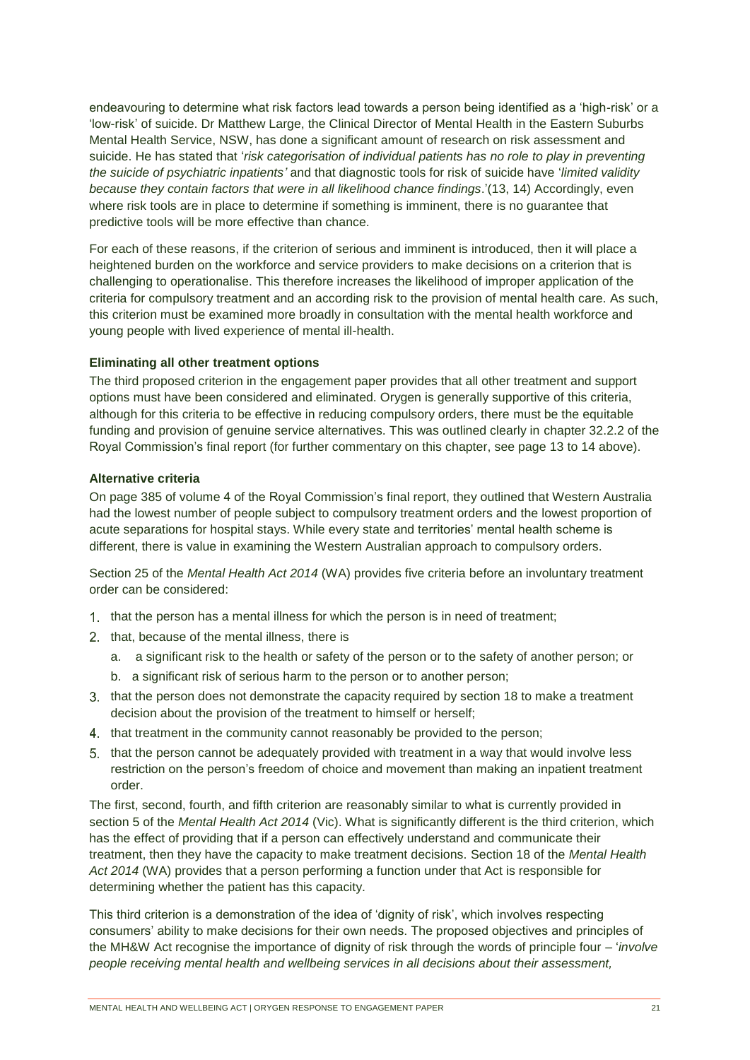endeavouring to determine what risk factors lead towards a person being identified as a 'high-risk' or a 'low-risk' of suicide. Dr Matthew Large, the Clinical Director of Mental Health in the Eastern Suburbs Mental Health Service, NSW, has done a significant amount of research on risk assessment and suicide. He has stated that '*risk categorisation of individual patients has no role to play in preventing the suicide of psychiatric inpatients'* and that diagnostic tools for risk of suicide have '*limited validity because they contain factors that were in all likelihood chance findings*.'(13, 14) Accordingly, even where risk tools are in place to determine if something is imminent, there is no guarantee that predictive tools will be more effective than chance.

For each of these reasons, if the criterion of serious and imminent is introduced, then it will place a heightened burden on the workforce and service providers to make decisions on a criterion that is challenging to operationalise. This therefore increases the likelihood of improper application of the criteria for compulsory treatment and an according risk to the provision of mental health care. As such, this criterion must be examined more broadly in consultation with the mental health workforce and young people with lived experience of mental ill-health.

**Eliminating all other treatment options**

The third proposed criterion in the engagement paper provides that all other treatment and support options must have been considered and eliminated. Orygen is generally supportive of this criteria, although for this criteria to be effective in reducing compulsory orders, there must be the equitable funding and provision of genuine service alternatives. This was outlined clearly in chapter 32.2.2 of the Royal Commission's final report (for further commentary on this chapter, see page 13 to 14 above).

**Alternative criteria**

On page 385 of volume 4 of the Royal Commission's final report, they outlined that Western Australia had the lowest number of people subject to compulsory treatment orders and the lowest proportion of acute separations for hospital stays. While every state and territories' mental health scheme is different, there is value in examining the Western Australian approach to compulsory orders.

Section 25 of the *Mental Health Act 2014* (WA) provides five criteria before an involuntary treatment order can be considered:

1. that the person has a mental illness for which the person is in need of treatment;
2. that, because of the mental illness, there is
   a. a significant risk to the health or safety of the person or to the safety of another person; or
   b. a significant risk of serious harm to the person or to another person;
3. that the person does not demonstrate the capacity required by section 18 to make a treatment decision about the provision of the treatment to himself or herself;
4. that treatment in the community cannot reasonably be provided to the person;
5. that the person cannot be adequately provided with treatment in a way that would involve less restriction on the person's freedom of choice and movement than making an inpatient treatment order.

The first, second, fourth, and fifth criterion are reasonably similar to what is currently provided in section 5 of the *Mental Health Act 2014* (Vic). What is significantly different is the third criterion, which has the effect of providing that if a person can effectively understand and communicate their treatment, then they have the capacity to make treatment decisions. Section 18 of the *Mental Health Act 2014* (WA) provides that a person performing a function under that Act is responsible for determining whether the patient has this capacity.

This third criterion is a demonstration of the idea of 'dignity of risk', which involves respecting consumers' ability to make decisions for their own needs. The proposed objectives and principles of the MH&W Act recognise the importance of dignity of risk through the words of principle four – '*involve people receiving mental health and wellbeing services in all decisions about their assessment,*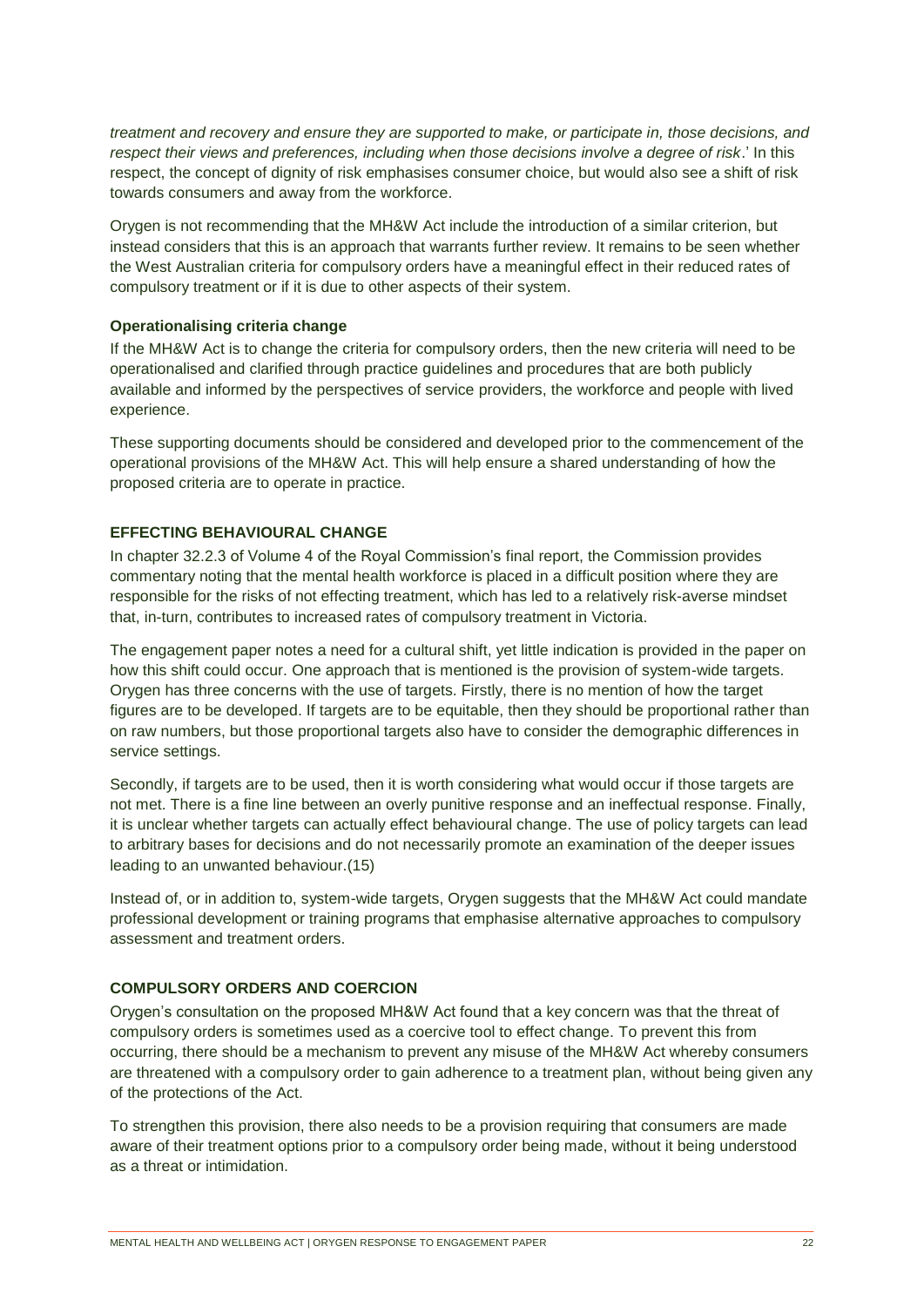*treatment and recovery and ensure they are supported to make, or participate in, those decisions, and respect their views and preferences, including when those decisions involve a degree of risk*.' In this respect, the concept of dignity of risk emphasises consumer choice, but would also see a shift of risk towards consumers and away from the workforce.

Orygen is not recommending that the MH&W Act include the introduction of a similar criterion, but instead considers that this is an approach that warrants further review. It remains to be seen whether the West Australian criteria for compulsory orders have a meaningful effect in their reduced rates of compulsory treatment or if it is due to other aspects of their system.

#### Operationalising criteria change

If the MH&W Act is to change the criteria for compulsory orders, then the new criteria will need to be operationalised and clarified through practice guidelines and procedures that are both publicly available and informed by the perspectives of service providers, the workforce and people with lived experience.

These supporting documents should be considered and developed prior to the commencement of the operational provisions of the MH&W Act. This will help ensure a shared understanding of how the proposed criteria are to operate in practice.

### EFFECTING BEHAVIOURAL CHANGE

In chapter 32.2.3 of Volume 4 of the Royal Commission's final report, the Commission provides commentary noting that the mental health workforce is placed in a difficult position where they are responsible for the risks of not effecting treatment, which has led to a relatively risk-averse mindset that, in-turn, contributes to increased rates of compulsory treatment in Victoria.

The engagement paper notes a need for a cultural shift, yet little indication is provided in the paper on how this shift could occur. One approach that is mentioned is the provision of system-wide targets. Orygen has three concerns with the use of targets. Firstly, there is no mention of how the target figures are to be developed. If targets are to be equitable, then they should be proportional rather than on raw numbers, but those proportional targets also have to consider the demographic differences in service settings.

Secondly, if targets are to be used, then it is worth considering what would occur if those targets are not met. There is a fine line between an overly punitive response and an ineffectual response. Finally, it is unclear whether targets can actually effect behavioural change. The use of policy targets can lead to arbitrary bases for decisions and do not necessarily promote an examination of the deeper issues leading to an unwanted behaviour.(15)

Instead of, or in addition to, system-wide targets, Orygen suggests that the MH&W Act could mandate professional development or training programs that emphasise alternative approaches to compulsory assessment and treatment orders.

### COMPULSORY ORDERS AND COERCION

Orygen's consultation on the proposed MH&W Act found that a key concern was that the threat of compulsory orders is sometimes used as a coercive tool to effect change. To prevent this from occurring, there should be a mechanism to prevent any misuse of the MH&W Act whereby consumers are threatened with a compulsory order to gain adherence to a treatment plan, without being given any of the protections of the Act.

To strengthen this provision, there also needs to be a provision requiring that consumers are made aware of their treatment options prior to a compulsory order being made, without it being understood as a threat or intimidation.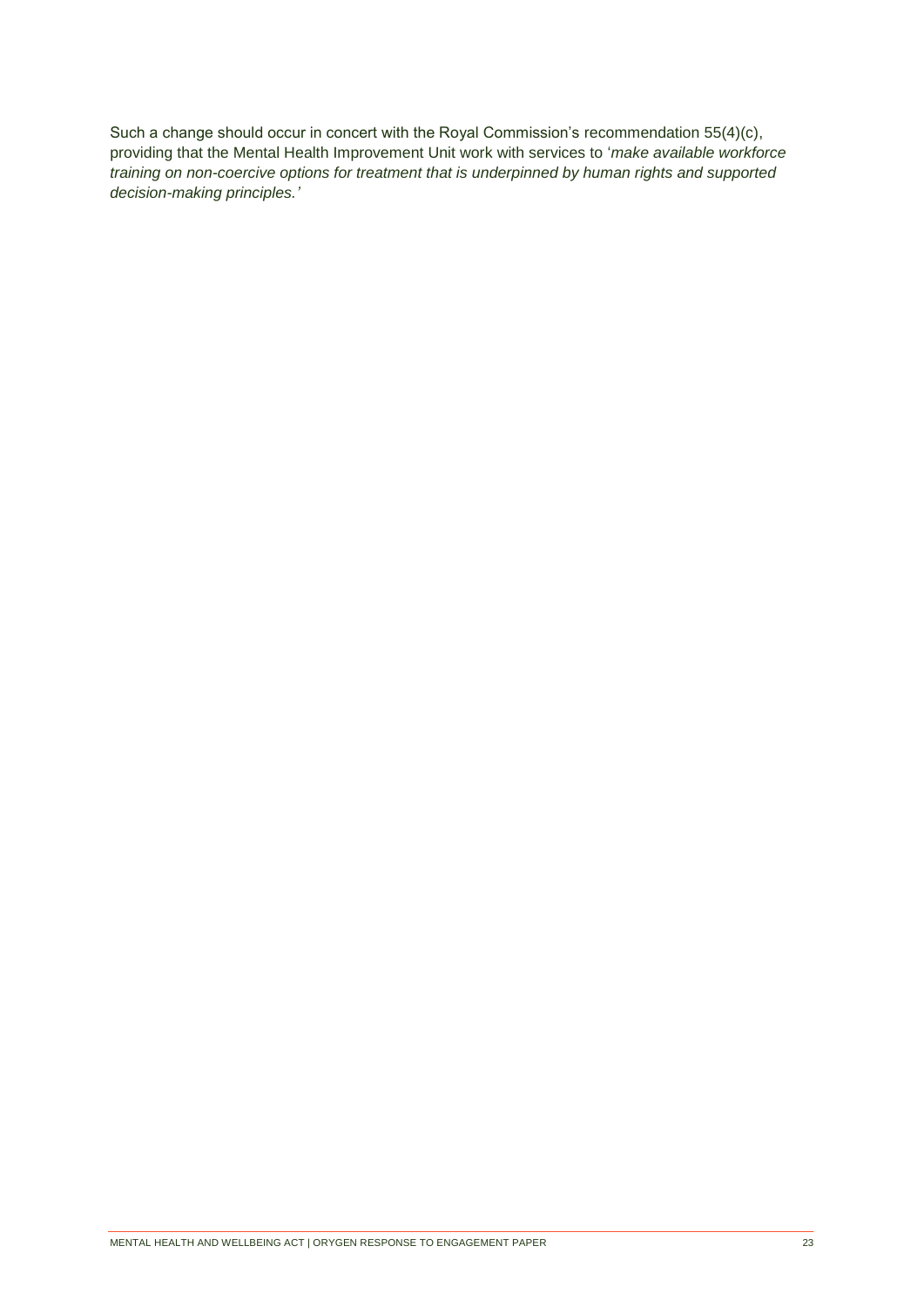Such a change should occur in concert with the Royal Commission's recommendation 55(4)(c), providing that the Mental Health Improvement Unit work with services to '*make available workforce training on non-coercive options for treatment that is underpinned by human rights and supported decision-making principles.'*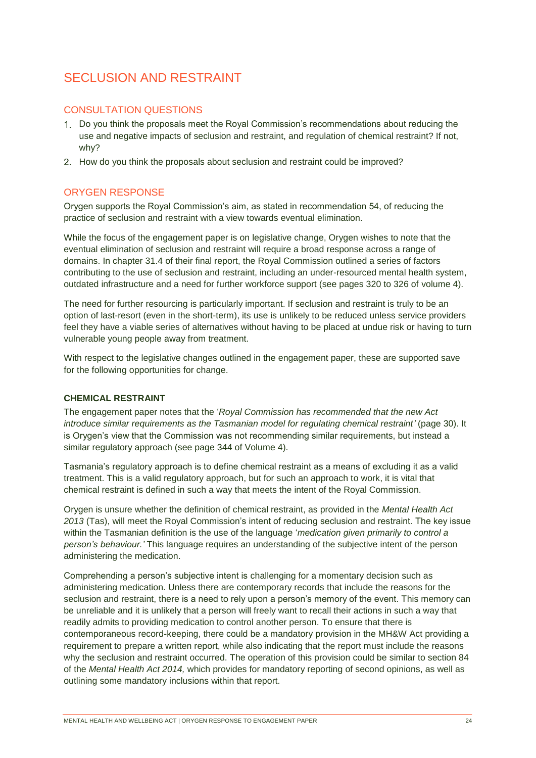# SECLUSION AND RESTRAINT

## CONSULTATION QUESTIONS

1. Do you think the proposals meet the Royal Commission's recommendations about reducing the use and negative impacts of seclusion and restraint, and regulation of chemical restraint? If not, why?
2. How do you think the proposals about seclusion and restraint could be improved?

## ORYGEN RESPONSE

Orygen supports the Royal Commission's aim, as stated in recommendation 54, of reducing the practice of seclusion and restraint with a view towards eventual elimination.

While the focus of the engagement paper is on legislative change, Orygen wishes to note that the eventual elimination of seclusion and restraint will require a broad response across a range of domains. In chapter 31.4 of their final report, the Royal Commission outlined a series of factors contributing to the use of seclusion and restraint, including an under-resourced mental health system, outdated infrastructure and a need for further workforce support (see pages 320 to 326 of volume 4).

The need for further resourcing is particularly important. If seclusion and restraint is truly to be an option of last-resort (even in the short-term), its use is unlikely to be reduced unless service providers feel they have a viable series of alternatives without having to be placed at undue risk or having to turn vulnerable young people away from treatment.

With respect to the legislative changes outlined in the engagement paper, these are supported save for the following opportunities for change.

### CHEMICAL RESTRAINT

The engagement paper notes that the '*Royal Commission has recommended that the new Act introduce similar requirements as the Tasmanian model for regulating chemical restraint'* (page 30). It is Orygen's view that the Commission was not recommending similar requirements, but instead a similar regulatory approach (see page 344 of Volume 4).

Tasmania's regulatory approach is to define chemical restraint as a means of excluding it as a valid treatment. This is a valid regulatory approach, but for such an approach to work, it is vital that chemical restraint is defined in such a way that meets the intent of the Royal Commission.

Orygen is unsure whether the definition of chemical restraint, as provided in the *Mental Health Act 2013* (Tas), will meet the Royal Commission's intent of reducing seclusion and restraint. The key issue within the Tasmanian definition is the use of the language '*medication given primarily to control a person's behaviour.'* This language requires an understanding of the subjective intent of the person administering the medication.

Comprehending a person's subjective intent is challenging for a momentary decision such as administering medication. Unless there are contemporary records that include the reasons for the seclusion and restraint, there is a need to rely upon a person's memory of the event. This memory can be unreliable and it is unlikely that a person will freely want to recall their actions in such a way that readily admits to providing medication to control another person. To ensure that there is contemporaneous record-keeping, there could be a mandatory provision in the MH&W Act providing a requirement to prepare a written report, while also indicating that the report must include the reasons why the seclusion and restraint occurred. The operation of this provision could be similar to section 84 of the *Mental Health Act 2014*, which provides for mandatory reporting of second opinions, as well as outlining some mandatory inclusions within that report.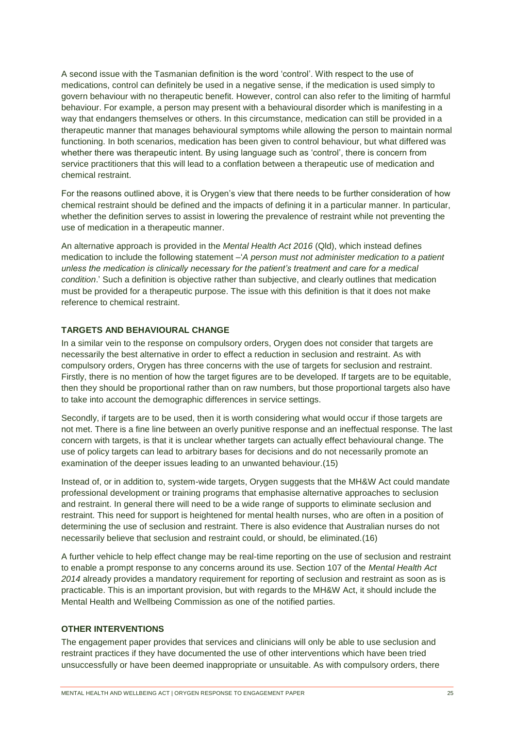A second issue with the Tasmanian definition is the word 'control'. With respect to the use of medications, control can definitely be used in a negative sense, if the medication is used simply to govern behaviour with no therapeutic benefit. However, control can also refer to the limiting of harmful behaviour. For example, a person may present with a behavioural disorder which is manifesting in a way that endangers themselves or others. In this circumstance, medication can still be provided in a therapeutic manner that manages behavioural symptoms while allowing the person to maintain normal functioning. In both scenarios, medication has been given to control behaviour, but what differed was whether there was therapeutic intent. By using language such as 'control', there is concern from service practitioners that this will lead to a conflation between a therapeutic use of medication and chemical restraint.

For the reasons outlined above, it is Orygen's view that there needs to be further consideration of how chemical restraint should be defined and the impacts of defining it in a particular manner. In particular, whether the definition serves to assist in lowering the prevalence of restraint while not preventing the use of medication in a therapeutic manner.

An alternative approach is provided in the *Mental Health Act 2016* (Qld), which instead defines medication to include the following statement –'*A person must not administer medication to a patient unless the medication is clinically necessary for the patient's treatment and care for a medical condition*.' Such a definition is objective rather than subjective, and clearly outlines that medication must be provided for a therapeutic purpose. The issue with this definition is that it does not make reference to chemical restraint.

**TARGETS AND BEHAVIOURAL CHANGE**

In a similar vein to the response on compulsory orders, Orygen does not consider that targets are necessarily the best alternative in order to effect a reduction in seclusion and restraint. As with compulsory orders, Orygen has three concerns with the use of targets for seclusion and restraint. Firstly, there is no mention of how the target figures are to be developed. If targets are to be equitable, then they should be proportional rather than on raw numbers, but those proportional targets also have to take into account the demographic differences in service settings.

Secondly, if targets are to be used, then it is worth considering what would occur if those targets are not met. There is a fine line between an overly punitive response and an ineffectual response. The last concern with targets, is that it is unclear whether targets can actually effect behavioural change. The use of policy targets can lead to arbitrary bases for decisions and do not necessarily promote an examination of the deeper issues leading to an unwanted behaviour.(15)

Instead of, or in addition to, system-wide targets, Orygen suggests that the MH&W Act could mandate professional development or training programs that emphasise alternative approaches to seclusion and restraint. In general there will need to be a wide range of supports to eliminate seclusion and restraint. This need for support is heightened for mental health nurses, who are often in a position of determining the use of seclusion and restraint. There is also evidence that Australian nurses do not necessarily believe that seclusion and restraint could, or should, be eliminated.(16)

A further vehicle to help effect change may be real-time reporting on the use of seclusion and restraint to enable a prompt response to any concerns around its use. Section 107 of the *Mental Health Act 2014* already provides a mandatory requirement for reporting of seclusion and restraint as soon as is practicable. This is an important provision, but with regards to the MH&W Act, it should include the Mental Health and Wellbeing Commission as one of the notified parties.

**OTHER INTERVENTIONS**

The engagement paper provides that services and clinicians will only be able to use seclusion and restraint practices if they have documented the use of other interventions which have been tried unsuccessfully or have been deemed inappropriate or unsuitable. As with compulsory orders, there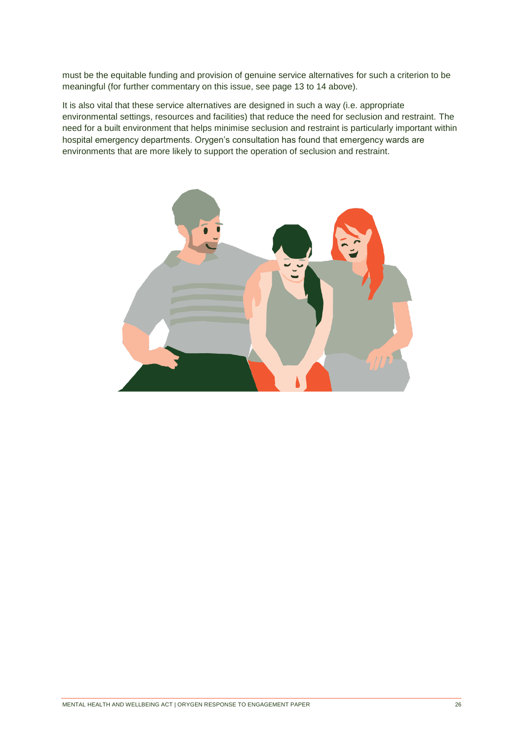must be the equitable funding and provision of genuine service alternatives for such a criterion to be meaningful (for further commentary on this issue, see page 13 to 14 above).

It is also vital that these service alternatives are designed in such a way (i.e. appropriate environmental settings, resources and facilities) that reduce the need for seclusion and restraint. The need for a built environment that helps minimise seclusion and restraint is particularly important within hospital emergency departments. Orygen's consultation has found that emergency wards are environments that are more likely to support the operation of seclusion and restraint.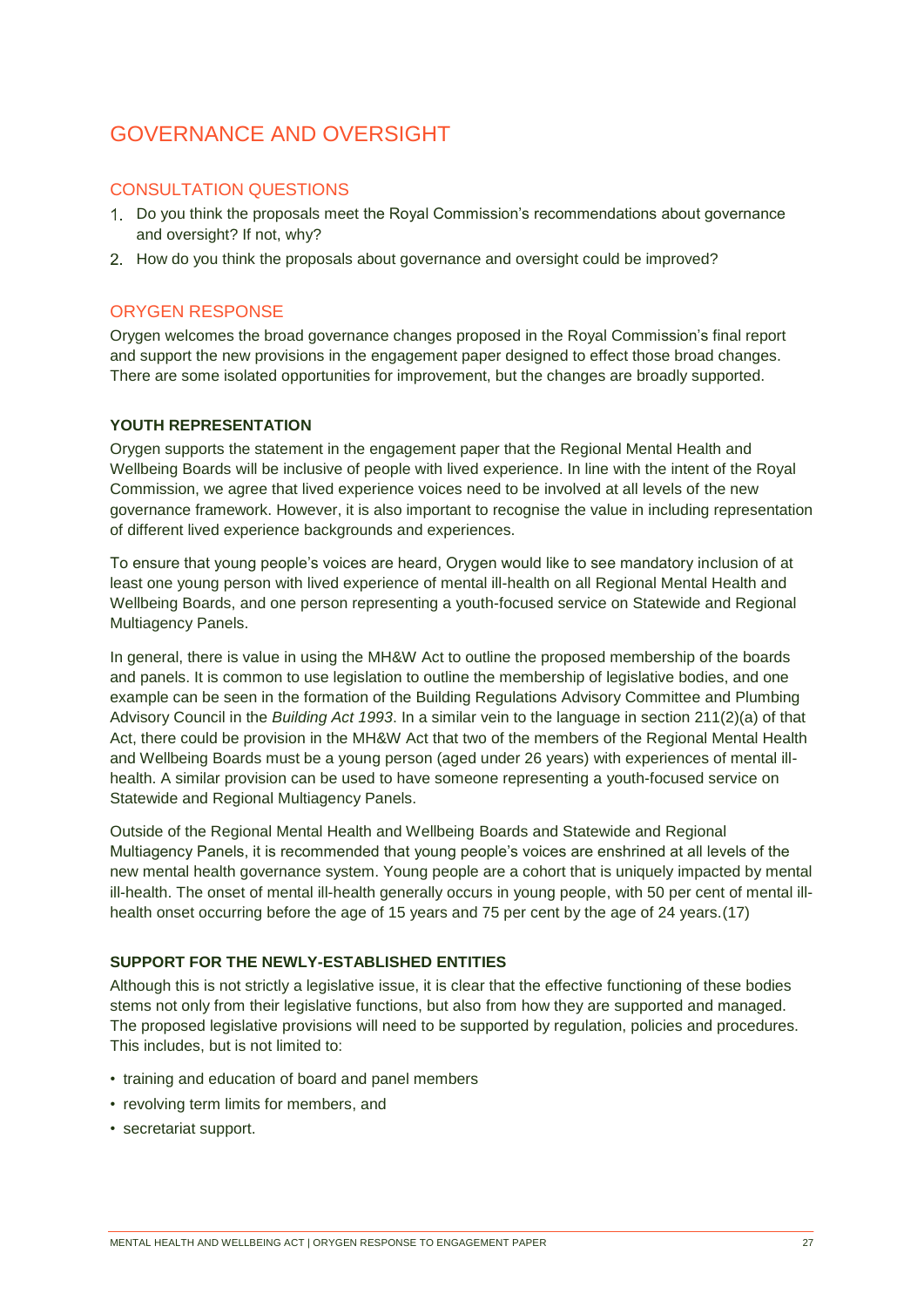# GOVERNANCE AND OVERSIGHT

## CONSULTATION QUESTIONS

1. Do you think the proposals meet the Royal Commission's recommendations about governance and oversight? If not, why?
2. How do you think the proposals about governance and oversight could be improved?

## ORYGEN RESPONSE

Orygen welcomes the broad governance changes proposed in the Royal Commission's final report and support the new provisions in the engagement paper designed to effect those broad changes. There are some isolated opportunities for improvement, but the changes are broadly supported.

### YOUTH REPRESENTATION

Orygen supports the statement in the engagement paper that the Regional Mental Health and Wellbeing Boards will be inclusive of people with lived experience. In line with the intent of the Royal Commission, we agree that lived experience voices need to be involved at all levels of the new governance framework. However, it is also important to recognise the value in including representation of different lived experience backgrounds and experiences.

To ensure that young people's voices are heard, Orygen would like to see mandatory inclusion of at least one young person with lived experience of mental ill-health on all Regional Mental Health and Wellbeing Boards, and one person representing a youth-focused service on Statewide and Regional Multiagency Panels.

In general, there is value in using the MH&W Act to outline the proposed membership of the boards and panels. It is common to use legislation to outline the membership of legislative bodies, and one example can be seen in the formation of the Building Regulations Advisory Committee and Plumbing Advisory Council in the *Building Act 1993*. In a similar vein to the language in section 211(2)(a) of that Act, there could be provision in the MH&W Act that two of the members of the Regional Mental Health and Wellbeing Boards must be a young person (aged under 26 years) with experiences of mental ill-health. A similar provision can be used to have someone representing a youth-focused service on Statewide and Regional Multiagency Panels.

Outside of the Regional Mental Health and Wellbeing Boards and Statewide and Regional Multiagency Panels, it is recommended that young people's voices are enshrined at all levels of the new mental health governance system. Young people are a cohort that is uniquely impacted by mental ill-health. The onset of mental ill-health generally occurs in young people, with 50 per cent of mental ill-health onset occurring before the age of 15 years and 75 per cent by the age of 24 years.(17)

### SUPPORT FOR THE NEWLY-ESTABLISHED ENTITIES

Although this is not strictly a legislative issue, it is clear that the effective functioning of these bodies stems not only from their legislative functions, but also from how they are supported and managed. The proposed legislative provisions will need to be supported by regulation, policies and procedures. This includes, but is not limited to:

- training and education of board and panel members
- revolving term limits for members, and
- secretariat support.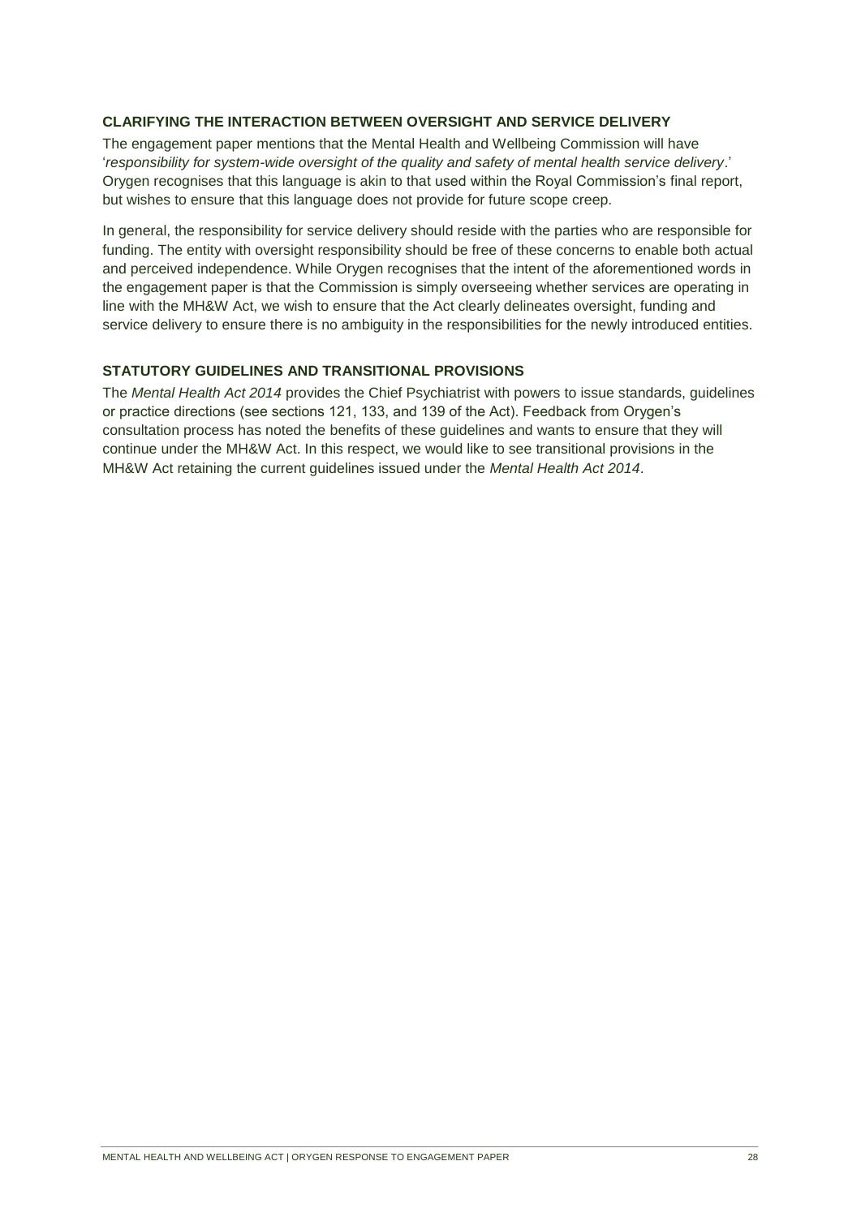### CLARIFYING THE INTERACTION BETWEEN OVERSIGHT AND SERVICE DELIVERY

The engagement paper mentions that the Mental Health and Wellbeing Commission will have '*responsibility for system-wide oversight of the quality and safety of mental health service delivery*.' Orygen recognises that this language is akin to that used within the Royal Commission's final report, but wishes to ensure that this language does not provide for future scope creep.

In general, the responsibility for service delivery should reside with the parties who are responsible for funding. The entity with oversight responsibility should be free of these concerns to enable both actual and perceived independence. While Orygen recognises that the intent of the aforementioned words in the engagement paper is that the Commission is simply overseeing whether services are operating in line with the MH&W Act, we wish to ensure that the Act clearly delineates oversight, funding and service delivery to ensure there is no ambiguity in the responsibilities for the newly introduced entities.

### STATUTORY GUIDELINES AND TRANSITIONAL PROVISIONS

The *Mental Health Act 2014* provides the Chief Psychiatrist with powers to issue standards, guidelines or practice directions (see sections 121, 133, and 139 of the Act). Feedback from Orygen's consultation process has noted the benefits of these guidelines and wants to ensure that they will continue under the MH&W Act. In this respect, we would like to see transitional provisions in the MH&W Act retaining the current guidelines issued under the *Mental Health Act 2014*.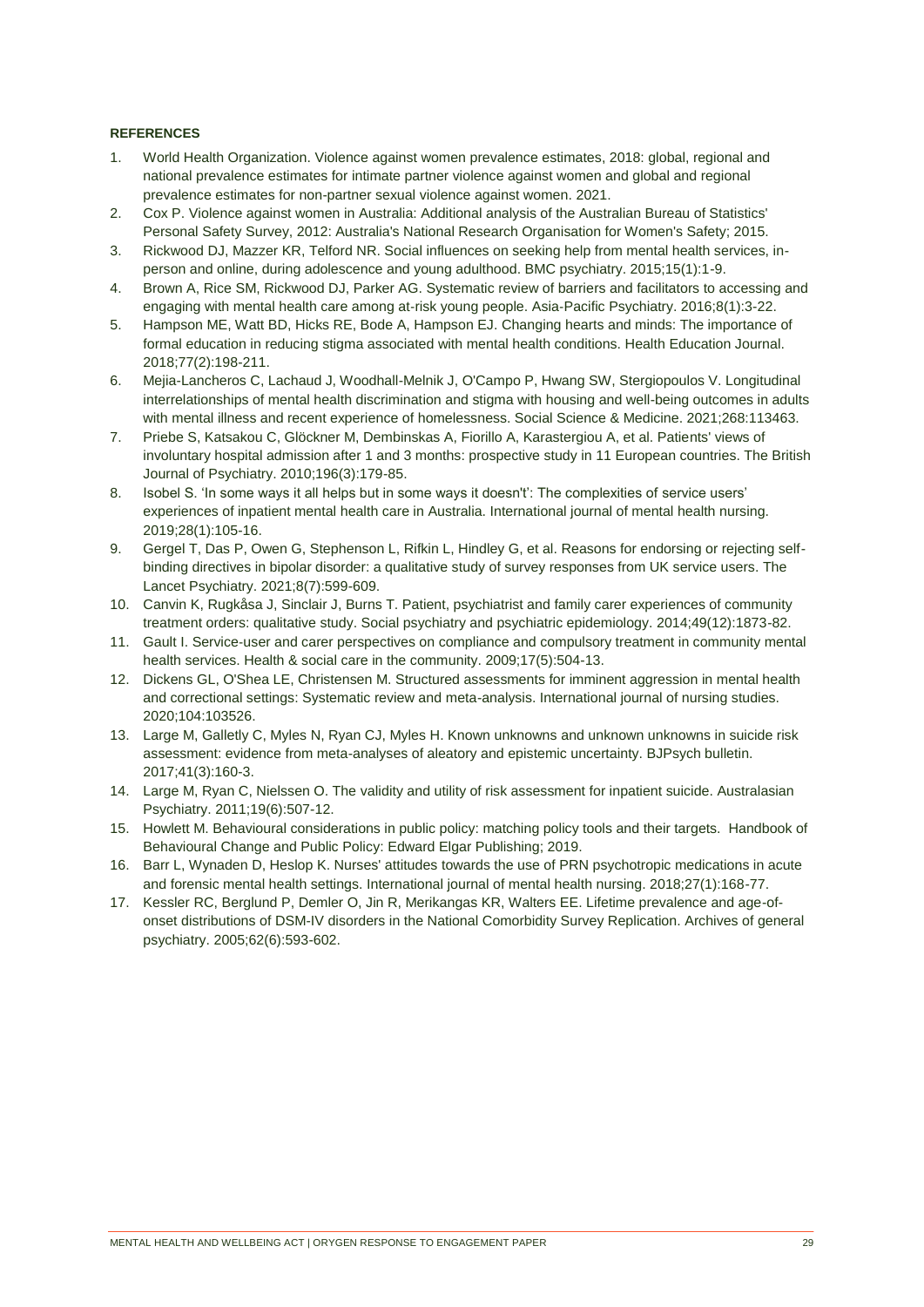**REFERENCES**

1. World Health Organization. Violence against women prevalence estimates, 2018: global, regional and national prevalence estimates for intimate partner violence against women and global and regional prevalence estimates for non-partner sexual violence against women. 2021.
2. Cox P. Violence against women in Australia: Additional analysis of the Australian Bureau of Statistics' Personal Safety Survey, 2012: Australia's National Research Organisation for Women's Safety; 2015.
3. Rickwood DJ, Mazzer KR, Telford NR. Social influences on seeking help from mental health services, in-person and online, during adolescence and young adulthood. BMC psychiatry. 2015;15(1):1-9.
4. Brown A, Rice SM, Rickwood DJ, Parker AG. Systematic review of barriers and facilitators to accessing and engaging with mental health care among at-risk young people. Asia-Pacific Psychiatry. 2016;8(1):3-22.
5. Hampson ME, Watt BD, Hicks RE, Bode A, Hampson EJ. Changing hearts and minds: The importance of formal education in reducing stigma associated with mental health conditions. Health Education Journal. 2018;77(2):198-211.
6. Mejia-Lancheros C, Lachaud J, Woodhall-Melnik J, O'Campo P, Hwang SW, Stergiopoulos V. Longitudinal interrelationships of mental health discrimination and stigma with housing and well-being outcomes in adults with mental illness and recent experience of homelessness. Social Science & Medicine. 2021;268:113463.
7. Priebe S, Katsakou C, Glöckner M, Dembinskas A, Fiorillo A, Karastergiou A, et al. Patients' views of involuntary hospital admission after 1 and 3 months: prospective study in 11 European countries. The British Journal of Psychiatry. 2010;196(3):179-85.
8. Isobel S. 'In some ways it all helps but in some ways it doesn't': The complexities of service users' experiences of inpatient mental health care in Australia. International journal of mental health nursing. 2019;28(1):105-16.
9. Gergel T, Das P, Owen G, Stephenson L, Rifkin L, Hindley G, et al. Reasons for endorsing or rejecting self-binding directives in bipolar disorder: a qualitative study of survey responses from UK service users. The Lancet Psychiatry. 2021;8(7):599-609.
10. Canvin K, Rugkåsa J, Sinclair J, Burns T. Patient, psychiatrist and family carer experiences of community treatment orders: qualitative study. Social psychiatry and psychiatric epidemiology. 2014;49(12):1873-82.
11. Gault I. Service-user and carer perspectives on compliance and compulsory treatment in community mental health services. Health & social care in the community. 2009;17(5):504-13.
12. Dickens GL, O'Shea LE, Christensen M. Structured assessments for imminent aggression in mental health and correctional settings: Systematic review and meta-analysis. International journal of nursing studies. 2020;104:103526.
13. Large M, Galletly C, Myles N, Ryan CJ, Myles H. Known unknowns and unknown unknowns in suicide risk assessment: evidence from meta-analyses of aleatory and epistemic uncertainty. BJPsych bulletin. 2017;41(3):160-3.
14. Large M, Ryan C, Nielssen O. The validity and utility of risk assessment for inpatient suicide. Australasian Psychiatry. 2011;19(6):507-12.
15. Howlett M. Behavioural considerations in public policy: matching policy tools and their targets. Handbook of Behavioural Change and Public Policy: Edward Elgar Publishing; 2019.
16. Barr L, Wynaden D, Heslop K. Nurses' attitudes towards the use of PRN psychotropic medications in acute and forensic mental health settings. International journal of mental health nursing. 2018;27(1):168-77.
17. Kessler RC, Berglund P, Demler O, Jin R, Merikangas KR, Walters EE. Lifetime prevalence and age-of-onset distributions of DSM-IV disorders in the National Comorbidity Survey Replication. Archives of general psychiatry. 2005;62(6):593-602.